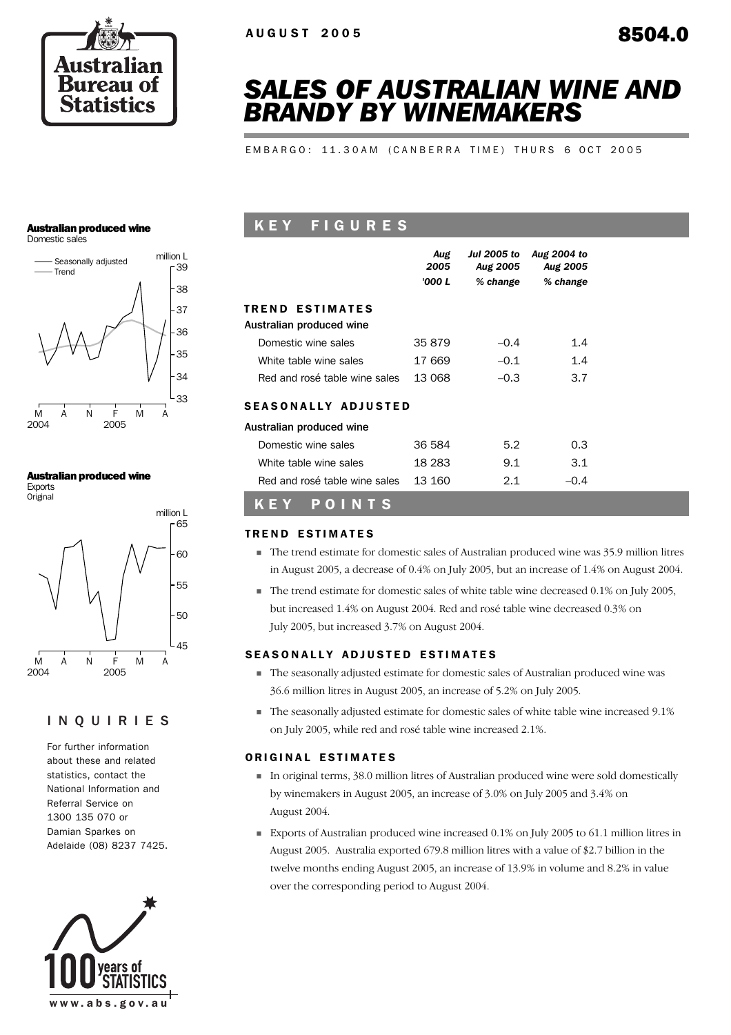AUGUST 2005

8504.0

# SALES OF AUSTRALIAN WINE AND BRANDY BY WINEMAKERS

EMBARGO: 11.30AM (CANBERRA TIME) THURS 6 OCT 2005

## KEY FIGURES

| | Aug 2005 | Jul 2005 to Aug 2005 | Aug 2004 to Aug 2005 |
|---|---|---|---|
| | '000 L | % change | % change |
| **TREND ESTIMATES** | | | |
| Australian produced wine | | | |
| Domestic wine sales | 35 879 | –0.4 | 1.4 |
| White table wine sales | 17 669 | –0.1 | 1.4 |
| Red and rosé table wine sales | 13 068 | –0.3 | 3.7 |
| **SEASONALLY ADJUSTED** | | | |
| Australian produced wine | | | |
| Domestic wine sales | 36 584 | 5.2 | 0.3 |
| White table wine sales | 18 283 | 9.1 | 3.1 |
| Red and rosé table wine sales | 13 160 | 2.1 | –0.4 |

**Australian produced wine**
Domestic sales

**Australian produced wine**
Exports
Original

## KEY POINTS

### TREND ESTIMATES

- The trend estimate for domestic sales of Australian produced wine was 35.9 million litres in August 2005, a decrease of 0.4% on July 2005, but an increase of 1.4% on August 2004.
- The trend estimate for domestic sales of white table wine decreased 0.1% on July 2005, but increased 1.4% on August 2004. Red and rosé table wine decreased 0.3% on July 2005, but increased 3.7% on August 2004.

### SEASONALLY ADJUSTED ESTIMATES

- The seasonally adjusted estimate for domestic sales of Australian produced wine was 36.6 million litres in August 2005, an increase of 5.2% on July 2005.
- The seasonally adjusted estimate for domestic sales of white table wine increased 9.1% on July 2005, while red and rosé table wine increased 2.1%.

### ORIGINAL ESTIMATES

- In original terms, 38.0 million litres of Australian produced wine were sold domestically by winemakers in August 2005, an increase of 3.0% on July 2005 and 3.4% on August 2004.
- Exports of Australian produced wine increased 0.1% on July 2005 to 61.1 million litres in August 2005. Australia exported 679.8 million litres with a value of $2.7 billion in the twelve months ending August 2005, an increase of 13.9% in volume and 8.2% in value over the corresponding period to August 2004.

## INQUIRIES

For further information about these and related statistics, contact the National Information and Referral Service on 1300 135 070 or Damian Sparkes on Adelaide (08) 8237 7425.

www.abs.gov.au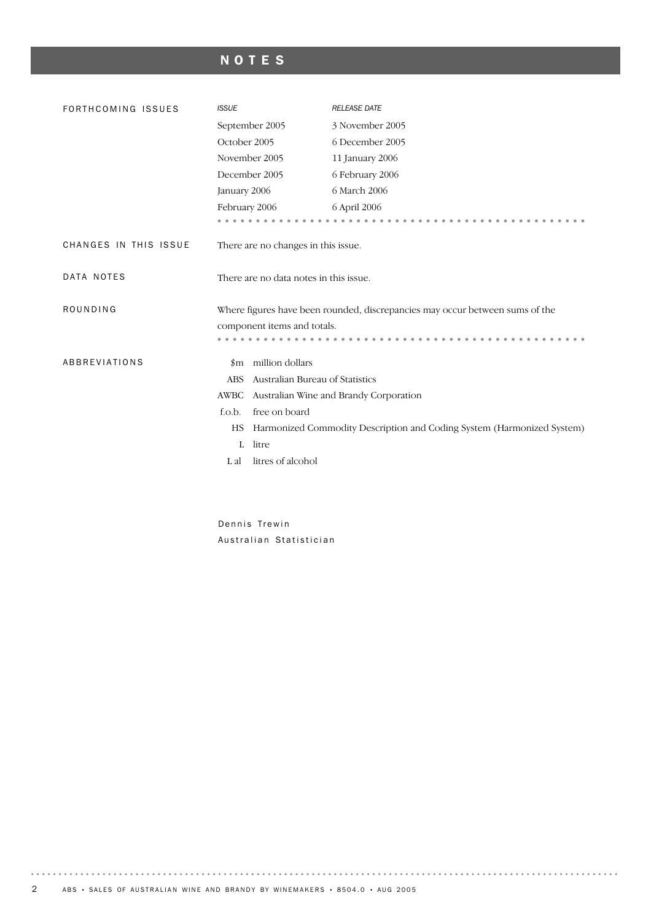# NOTES

## FORTHCOMING ISSUES

| *ISSUE* | *RELEASE DATE* |
|---|---|
| September 2005 | 3 November 2005 |
| October 2005 | 6 December 2005 |
| November 2005 | 11 January 2006 |
| December 2005 | 6 February 2006 |
| January 2006 | 6 March 2006 |
| February 2006 | 6 April 2006 |

## CHANGES IN THIS ISSUE

There are no changes in this issue.

## DATA NOTES

There are no data notes in this issue.

## ROUNDING

Where figures have been rounded, discrepancies may occur between sums of the component items and totals.

## ABBREVIATIONS

| | |
|---|---|
| $m | million dollars |
| ABS | Australian Bureau of Statistics |
| AWBC | Australian Wine and Brandy Corporation |
| f.o.b. | free on board |
| HS | Harmonized Commodity Description and Coding System (Harmonized System) |
| L | litre |
| L al | litres of alcohol |

Dennis Trewin
Australian Statistician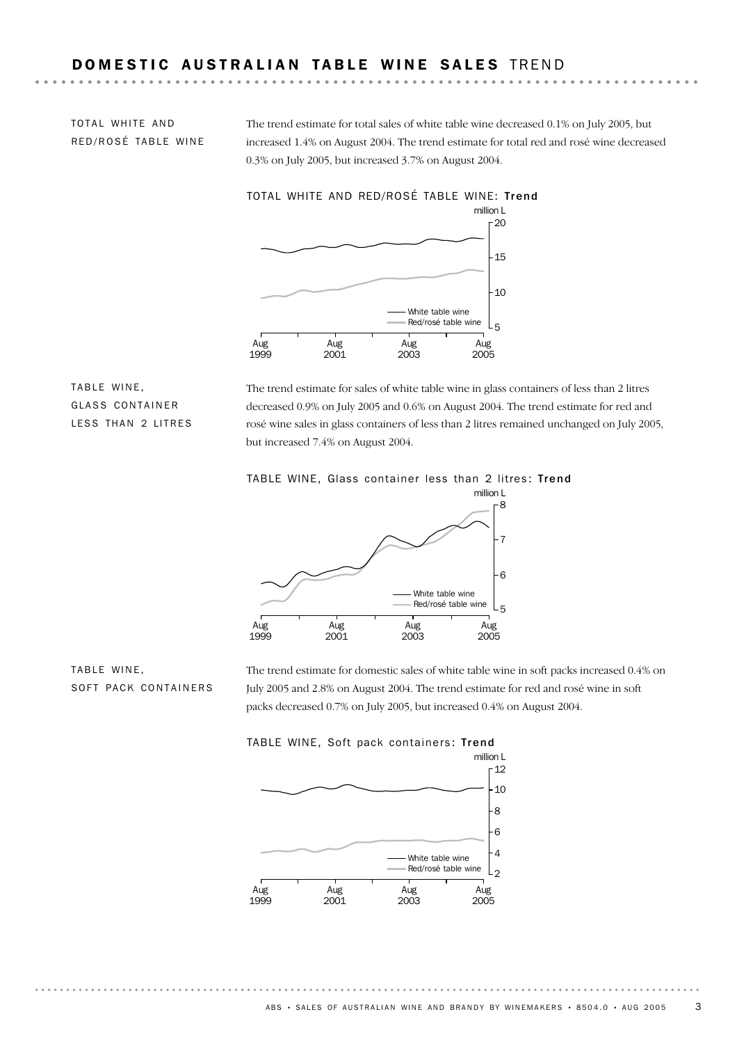## DOMESTIC AUSTRALIAN TABLE WINE SALES TREND

### TOTAL WHITE AND RED/ROSÉ TABLE WINE

The trend estimate for total sales of white table wine decreased 0.1% on July 2005, but increased 1.4% on August 2004. The trend estimate for total red and rosé wine decreased 0.3% on July 2005, but increased 3.7% on August 2004.

TOTAL WHITE AND RED/ROSÉ TABLE WINE: **Trend**

### TABLE WINE, GLASS CONTAINER LESS THAN 2 LITRES

The trend estimate for sales of white table wine in glass containers of less than 2 litres decreased 0.9% on July 2005 and 0.6% on August 2004. The trend estimate for red and rosé wine sales in glass containers of less than 2 litres remained unchanged on July 2005, but increased 7.4% on August 2004.

TABLE WINE, Glass container less than 2 litres: **Trend**

### TABLE WINE, SOFT PACK CONTAINERS

The trend estimate for domestic sales of white table wine in soft packs increased 0.4% on July 2005 and 2.8% on August 2004. The trend estimate for red and rosé wine in soft packs decreased 0.7% on July 2005, but increased 0.4% on August 2004.

TABLE WINE, Soft pack containers: **Trend**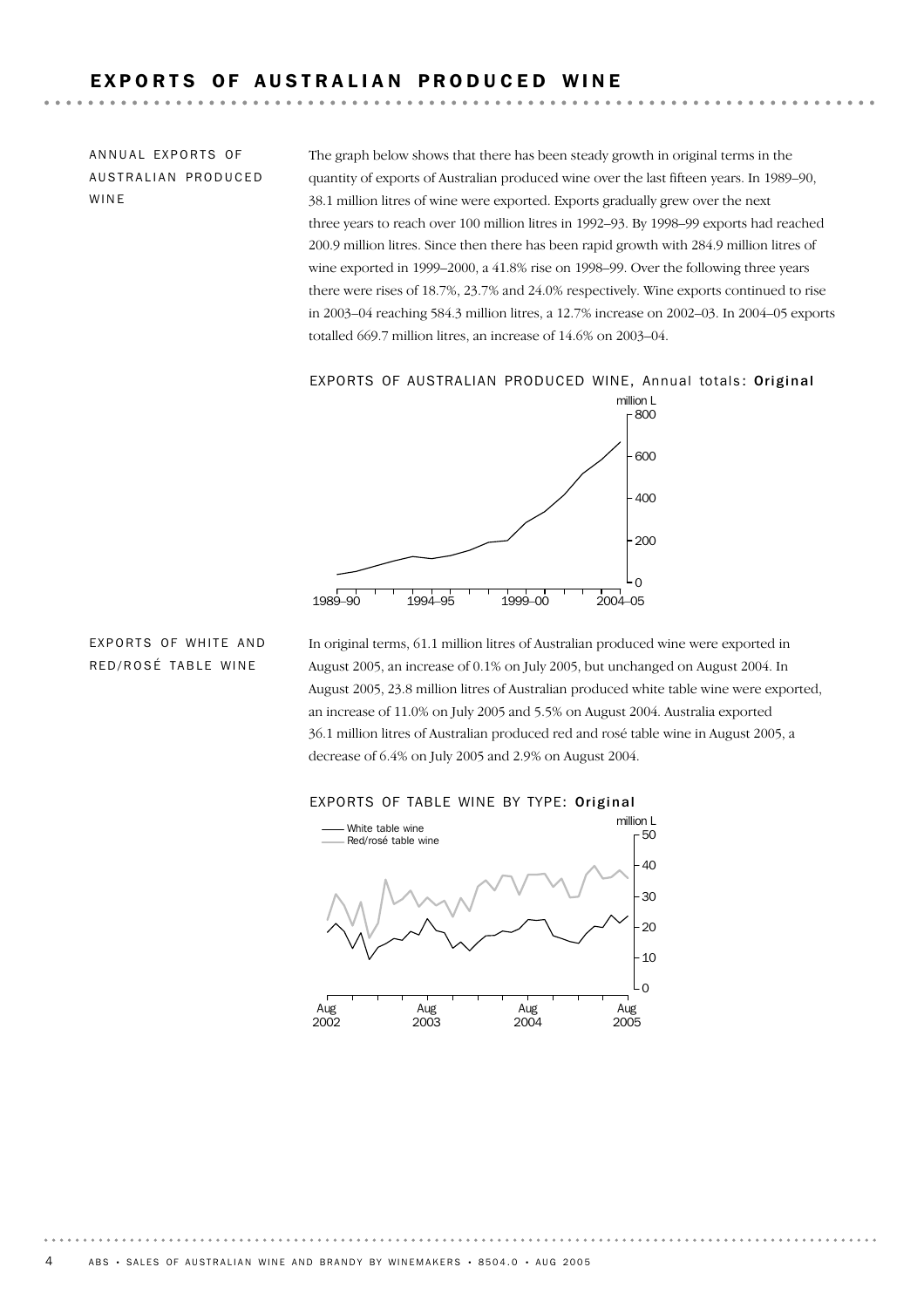## EXPORTS OF AUSTRALIAN PRODUCED WINE

### ANNUAL EXPORTS OF AUSTRALIAN PRODUCED WINE

The graph below shows that there has been steady growth in original terms in the quantity of exports of Australian produced wine over the last fifteen years. In 1989–90, 38.1 million litres of wine were exported. Exports gradually grew over the next three years to reach over 100 million litres in 1992–93. By 1998–99 exports had reached 200.9 million litres. Since then there has been rapid growth with 284.9 million litres of wine exported in 1999–2000, a 41.8% rise on 1998–99. Over the following three years there were rises of 18.7%, 23.7% and 24.0% respectively. Wine exports continued to rise in 2003–04 reaching 584.3 million litres, a 12.7% increase on 2002–03. In 2004–05 exports totalled 669.7 million litres, an increase of 14.6% on 2003–04.

EXPORTS OF AUSTRALIAN PRODUCED WINE, Annual totals: **Original**

### EXPORTS OF WHITE AND RED/ROSÉ TABLE WINE

In original terms, 61.1 million litres of Australian produced wine were exported in August 2005, an increase of 0.1% on July 2005, but unchanged on August 2004. In August 2005, 23.8 million litres of Australian produced white table wine were exported, an increase of 11.0% on July 2005 and 5.5% on August 2004. Australia exported 36.1 million litres of Australian produced red and rosé table wine in August 2005, a decrease of 6.4% on July 2005 and 2.9% on August 2004.

EXPORTS OF TABLE WINE BY TYPE: **Original**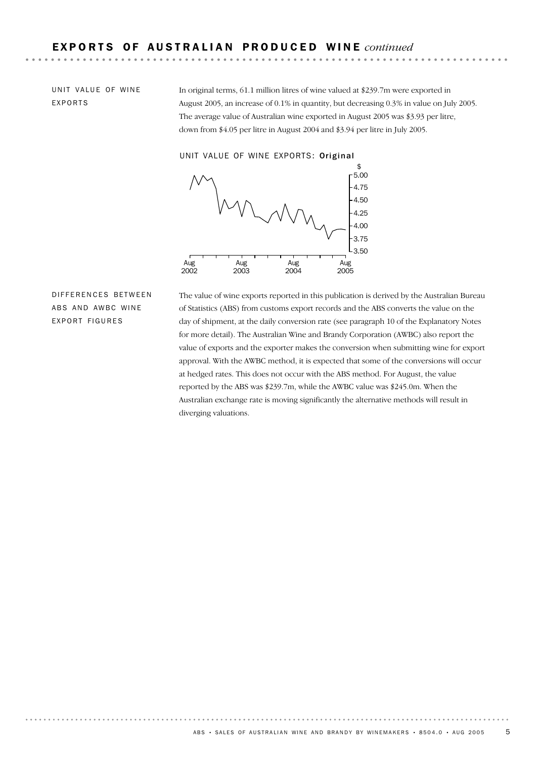## EXPORTS OF AUSTRALIAN PRODUCED WINE *continued*

### UNIT VALUE OF WINE EXPORTS

In original terms, 61.1 million litres of wine valued at $239.7m were exported in August 2005, an increase of 0.1% in quantity, but decreasing 0.3% in value on July 2005. The average value of Australian wine exported in August 2005 was $3.93 per litre, down from $4.05 per litre in August 2004 and $3.94 per litre in July 2005.

UNIT VALUE OF WINE EXPORTS: **Original**

### DIFFERENCES BETWEEN ABS AND AWBC WINE EXPORT FIGURES

The value of wine exports reported in this publication is derived by the Australian Bureau of Statistics (ABS) from customs export records and the ABS converts the value on the day of shipment, at the daily conversion rate (see paragraph 10 of the Explanatory Notes for more detail). The Australian Wine and Brandy Corporation (AWBC) also report the value of exports and the exporter makes the conversion when submitting wine for export approval. With the AWBC method, it is expected that some of the conversions will occur at hedged rates. This does not occur with the ABS method. For August, the value reported by the ABS was $239.7m, while the AWBC value was $245.0m. When the Australian exchange rate is moving significantly the alternative methods will result in diverging valuations.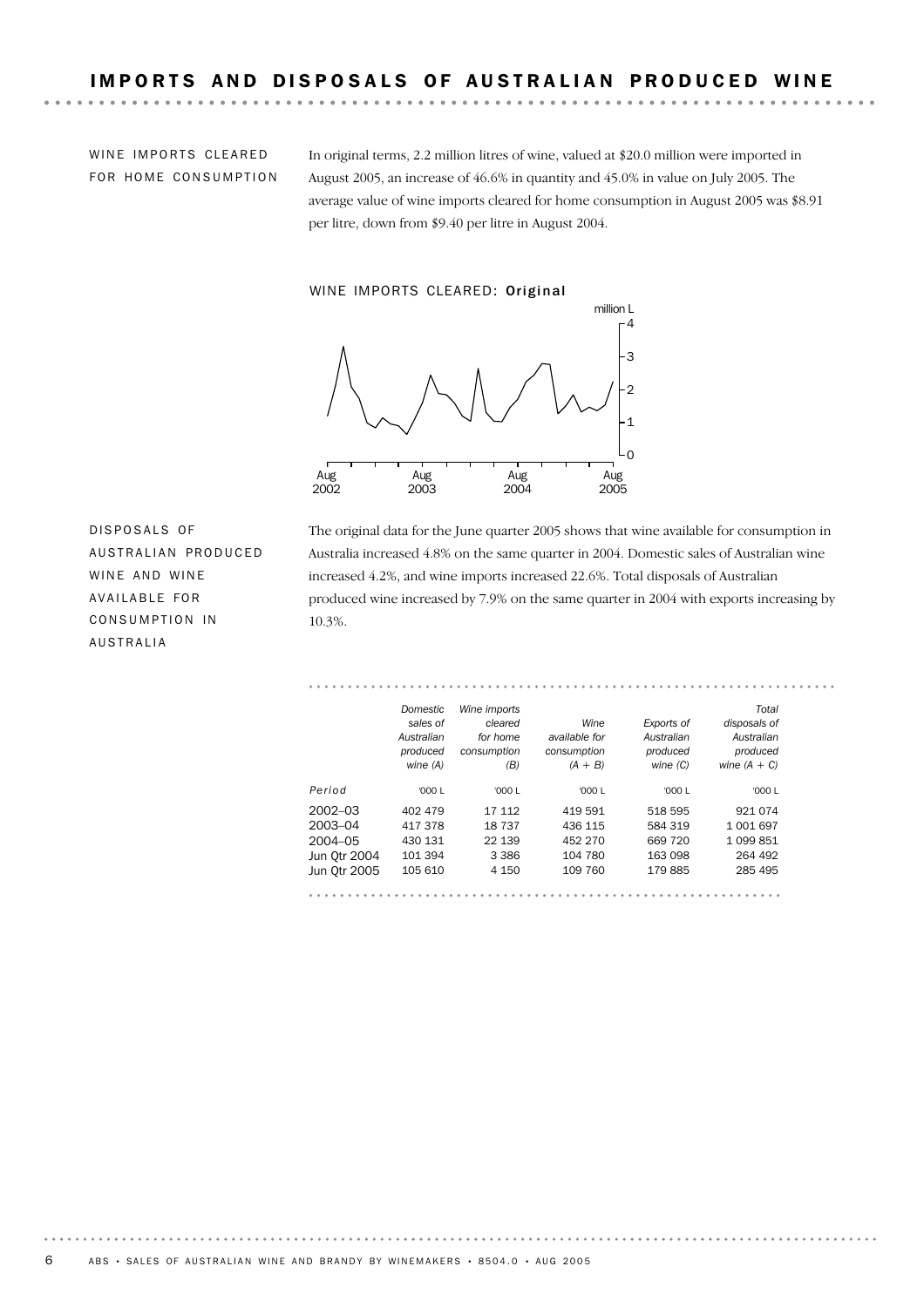## IMPORTS AND DISPOSALS OF AUSTRALIAN PRODUCED WINE

### WINE IMPORTS CLEARED FOR HOME CONSUMPTION

In original terms, 2.2 million litres of wine, valued at $20.0 million were imported in August 2005, an increase of 46.6% in quantity and 45.0% in value on July 2005. The average value of wine imports cleared for home consumption in August 2005 was $8.91 per litre, down from $9.40 per litre in August 2004.

WINE IMPORTS CLEARED: **Original**

### DISPOSALS OF AUSTRALIAN PRODUCED WINE AND WINE AVAILABLE FOR CONSUMPTION IN AUSTRALIA

The original data for the June quarter 2005 shows that wine available for consumption in Australia increased 4.8% on the same quarter in 2004. Domestic sales of Australian wine increased 4.2%, and wine imports increased 22.6%. Total disposals of Australian produced wine increased by 7.9% on the same quarter in 2004 with exports increasing by 10.3%.

| *Period* | *Domestic sales of Australian produced wine (A)* | *Wine imports cleared for home consumption (B)* | *Wine available for consumption (A + B)* | *Exports of Australian produced wine (C)* | *Total disposals of Australian produced wine (A + C)* |
|---|---|---|---|---|---|
| | '000 L | '000 L | '000 L | '000 L | '000 L |
| 2002–03 | 402 479 | 17 112 | 419 591 | 518 595 | 921 074 |
| 2003–04 | 417 378 | 18 737 | 436 115 | 584 319 | 1 001 697 |
| 2004–05 | 430 131 | 22 139 | 452 270 | 669 720 | 1 099 851 |
| Jun Qtr 2004 | 101 394 | 3 386 | 104 780 | 163 098 | 264 492 |
| Jun Qtr 2005 | 105 610 | 4 150 | 109 760 | 179 885 | 285 495 |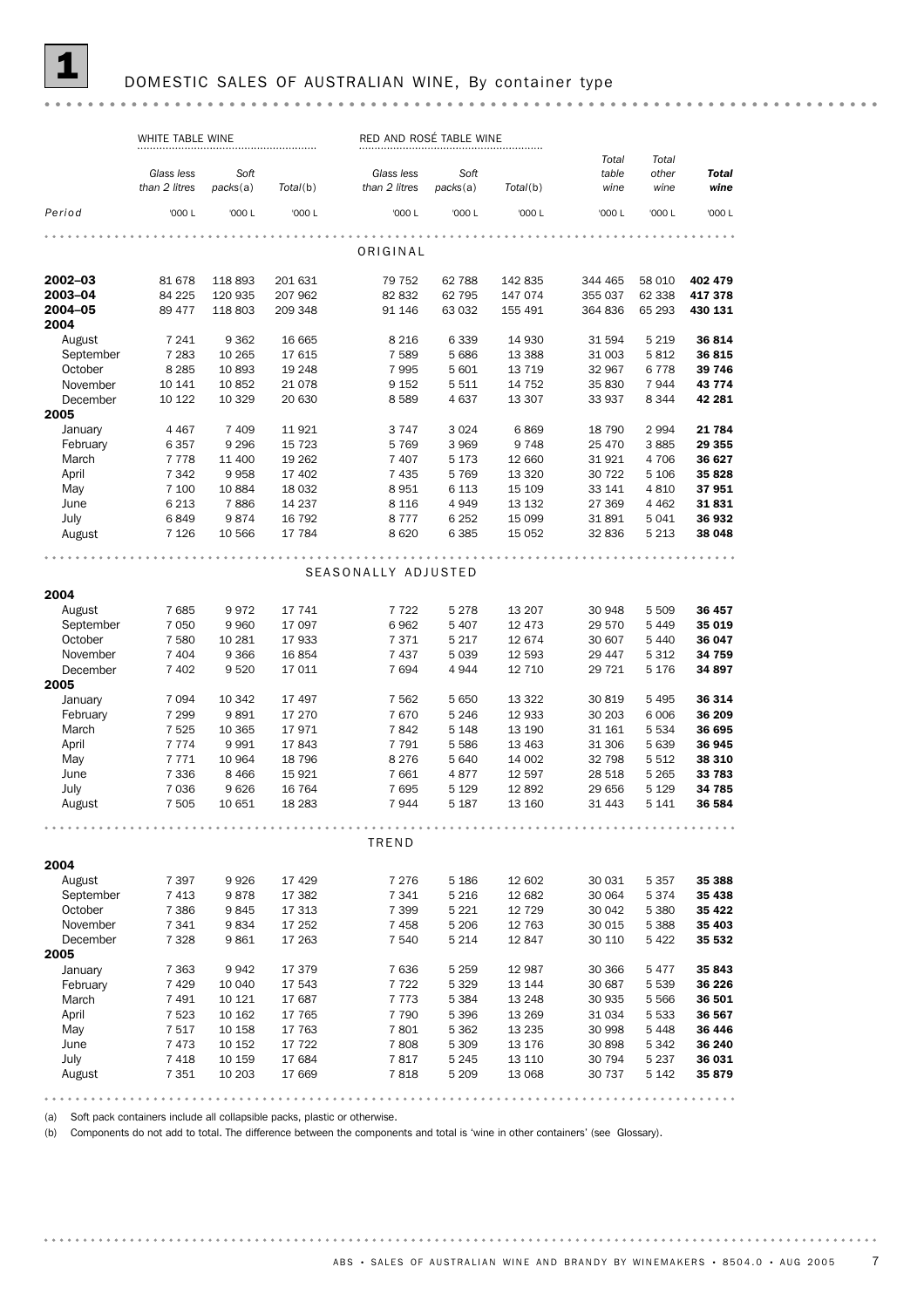# 1 DOMESTIC SALES OF AUSTRALIAN WINE, By container type

| | WHITE TABLE WINE | | | RED AND ROSÉ TABLE WINE | | | | | |
|---|---|---|---|---|---|---|---|---|---|
| | *Glass less than 2 litres* | *Soft packs*(a) | *Total*(b) | *Glass less than 2 litres* | *Soft packs*(a) | *Total*(b) | *Total table wine* | *Total other wine* | ***Total wine*** |
| *Period* | '000 L | '000 L | '000 L | '000 L | '000 L | '000 L | '000 L | '000 L | '000 L |
| | | | | ORIGINAL | | | | | |
| **2002–03** | 81 678 | 118 893 | 201 631 | 79 752 | 62 788 | 142 835 | 344 465 | 58 010 | **402 479** |
| **2003–04** | 84 225 | 120 935 | 207 962 | 82 832 | 62 795 | 147 074 | 355 037 | 62 338 | **417 378** |
| **2004–05** | 89 477 | 118 803 | 209 348 | 91 146 | 63 032 | 155 491 | 364 836 | 65 293 | **430 131** |
| **2004** | | | | | | | | | |
| August | 7 241 | 9 362 | 16 665 | 8 216 | 6 339 | 14 930 | 31 594 | 5 219 | **36 814** |
| September | 7 283 | 10 265 | 17 615 | 7 589 | 5 686 | 13 388 | 31 003 | 5 812 | **36 815** |
| October | 8 285 | 10 893 | 19 248 | 7 995 | 5 601 | 13 719 | 32 967 | 6 778 | **39 746** |
| November | 10 141 | 10 852 | 21 078 | 9 152 | 5 511 | 14 752 | 35 830 | 7 944 | **43 774** |
| December | 10 122 | 10 329 | 20 630 | 8 589 | 4 637 | 13 307 | 33 937 | 8 344 | **42 281** |
| **2005** | | | | | | | | | |
| January | 4 467 | 7 409 | 11 921 | 3 747 | 3 024 | 6 869 | 18 790 | 2 994 | **21 784** |
| February | 6 357 | 9 296 | 15 723 | 5 769 | 3 969 | 9 748 | 25 470 | 3 885 | **29 355** |
| March | 7 778 | 11 400 | 19 262 | 7 407 | 5 173 | 12 660 | 31 921 | 4 706 | **36 627** |
| April | 7 342 | 9 958 | 17 402 | 7 435 | 5 769 | 13 320 | 30 722 | 5 106 | **35 828** |
| May | 7 100 | 10 884 | 18 032 | 8 951 | 6 113 | 15 109 | 33 141 | 4 810 | **37 951** |
| June | 6 213 | 7 886 | 14 237 | 8 116 | 4 949 | 13 132 | 27 369 | 4 462 | **31 831** |
| July | 6 849 | 9 874 | 16 792 | 8 777 | 6 252 | 15 099 | 31 891 | 5 041 | **36 932** |
| August | 7 126 | 10 566 | 17 784 | 8 620 | 6 385 | 15 052 | 32 836 | 5 213 | **38 048** |
| | | | | SEASONALLY ADJUSTED | | | | | |
| **2004** | | | | | | | | | |
| August | 7 685 | 9 972 | 17 741 | 7 722 | 5 278 | 13 207 | 30 948 | 5 509 | **36 457** |
| September | 7 050 | 9 960 | 17 097 | 6 962 | 5 407 | 12 473 | 29 570 | 5 449 | **35 019** |
| October | 7 580 | 10 281 | 17 933 | 7 371 | 5 217 | 12 674 | 30 607 | 5 440 | **36 047** |
| November | 7 404 | 9 366 | 16 854 | 7 437 | 5 039 | 12 593 | 29 447 | 5 312 | **34 759** |
| December | 7 402 | 9 520 | 17 011 | 7 694 | 4 944 | 12 710 | 29 721 | 5 176 | **34 897** |
| **2005** | | | | | | | | | |
| January | 7 094 | 10 342 | 17 497 | 7 562 | 5 650 | 13 322 | 30 819 | 5 495 | **36 314** |
| February | 7 299 | 9 891 | 17 270 | 7 670 | 5 246 | 12 933 | 30 203 | 6 006 | **36 209** |
| March | 7 525 | 10 365 | 17 971 | 7 842 | 5 148 | 13 190 | 31 161 | 5 534 | **36 695** |
| April | 7 774 | 9 991 | 17 843 | 7 791 | 5 586 | 13 463 | 31 306 | 5 639 | **36 945** |
| May | 7 771 | 10 964 | 18 796 | 8 276 | 5 640 | 14 002 | 32 798 | 5 512 | **38 310** |
| June | 7 336 | 8 466 | 15 921 | 7 661 | 4 877 | 12 597 | 28 518 | 5 265 | **33 783** |
| July | 7 036 | 9 626 | 16 764 | 7 695 | 5 129 | 12 892 | 29 656 | 5 129 | **34 785** |
| August | 7 505 | 10 651 | 18 283 | 7 944 | 5 187 | 13 160 | 31 443 | 5 141 | **36 584** |
| | | | | TREND | | | | | |
| **2004** | | | | | | | | | |
| August | 7 397 | 9 926 | 17 429 | 7 276 | 5 186 | 12 602 | 30 031 | 5 357 | **35 388** |
| September | 7 413 | 9 878 | 17 382 | 7 341 | 5 216 | 12 682 | 30 064 | 5 374 | **35 438** |
| October | 7 386 | 9 845 | 17 313 | 7 399 | 5 221 | 12 729 | 30 042 | 5 380 | **35 422** |
| November | 7 341 | 9 834 | 17 252 | 7 458 | 5 206 | 12 763 | 30 015 | 5 388 | **35 403** |
| December | 7 328 | 9 861 | 17 263 | 7 540 | 5 214 | 12 847 | 30 110 | 5 422 | **35 532** |
| **2005** | | | | | | | | | |
| January | 7 363 | 9 942 | 17 379 | 7 636 | 5 259 | 12 987 | 30 366 | 5 477 | **35 843** |
| February | 7 429 | 10 040 | 17 543 | 7 722 | 5 329 | 13 144 | 30 687 | 5 539 | **36 226** |
| March | 7 491 | 10 121 | 17 687 | 7 773 | 5 384 | 13 248 | 30 935 | 5 566 | **36 501** |
| April | 7 523 | 10 162 | 17 765 | 7 790 | 5 396 | 13 269 | 31 034 | 5 533 | **36 567** |
| May | 7 517 | 10 158 | 17 763 | 7 801 | 5 362 | 13 235 | 30 998 | 5 448 | **36 446** |
| June | 7 473 | 10 152 | 17 722 | 7 808 | 5 309 | 13 176 | 30 898 | 5 342 | **36 240** |
| July | 7 418 | 10 159 | 17 684 | 7 817 | 5 245 | 13 110 | 30 794 | 5 237 | **36 031** |
| August | 7 351 | 10 203 | 17 669 | 7 818 | 5 209 | 13 068 | 30 737 | 5 142 | **35 879** |

(a) Soft pack containers include all collapsible packs, plastic or otherwise.

(b) Components do not add to total. The difference between the components and total is 'wine in other containers' (see Glossary).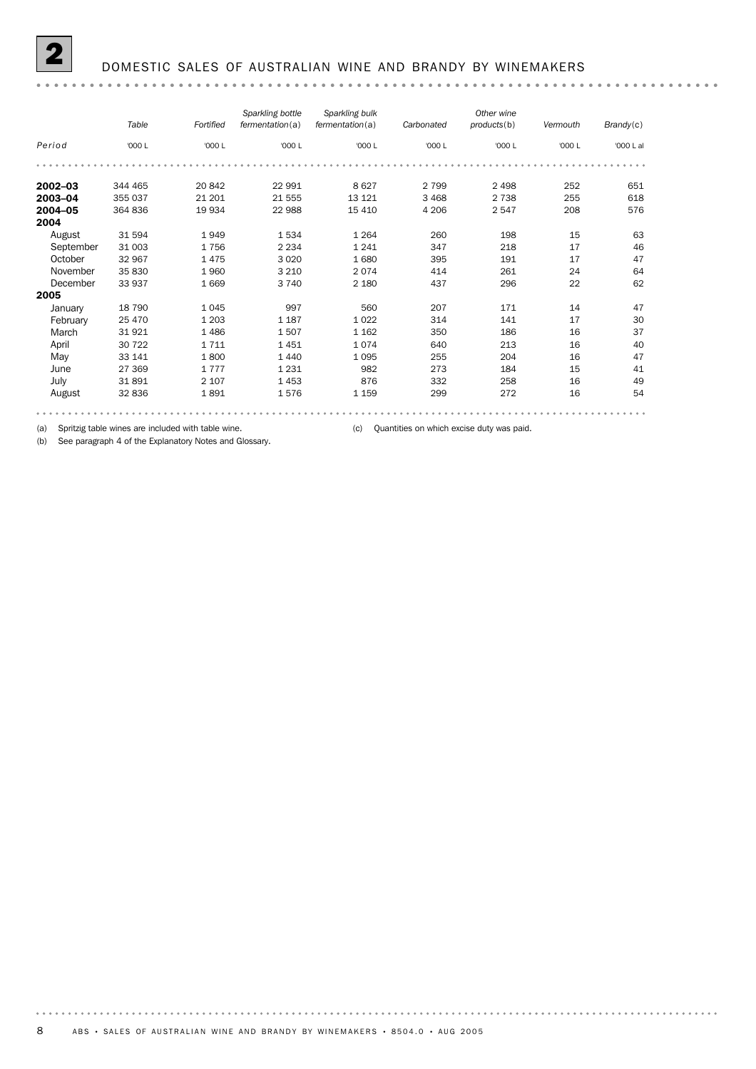## 2 DOMESTIC SALES OF AUSTRALIAN WINE AND BRANDY BY WINEMAKERS

| Period | *Table* | *Fortified* | *Sparkling bottle fermentation*(a) | *Sparkling bulk fermentation*(a) | *Carbonated* | *Other wine products*(b) | *Vermouth* | *Brandy*(c) |
|---|---|---|---|---|---|---|---|---|
| | '000 L | '000 L | '000 L | '000 L | '000 L | '000 L | '000 L | '000 L al |
| **2002–03** | 344 465 | 20 842 | 22 991 | 8 627 | 2 799 | 2 498 | 252 | 651 |
| **2003–04** | 355 037 | 21 201 | 21 555 | 13 121 | 3 468 | 2 738 | 255 | 618 |
| **2004–05** | 364 836 | 19 934 | 22 988 | 15 410 | 4 206 | 2 547 | 208 | 576 |
| **2004** | | | | | | | | |
| August | 31 594 | 1 949 | 1 534 | 1 264 | 260 | 198 | 15 | 63 |
| September | 31 003 | 1 756 | 2 234 | 1 241 | 347 | 218 | 17 | 46 |
| October | 32 967 | 1 475 | 3 020 | 1 680 | 395 | 191 | 17 | 47 |
| November | 35 830 | 1 960 | 3 210 | 2 074 | 414 | 261 | 24 | 64 |
| December | 33 937 | 1 669 | 3 740 | 2 180 | 437 | 296 | 22 | 62 |
| **2005** | | | | | | | | |
| January | 18 790 | 1 045 | 997 | 560 | 207 | 171 | 14 | 47 |
| February | 25 470 | 1 203 | 1 187 | 1 022 | 314 | 141 | 17 | 30 |
| March | 31 921 | 1 486 | 1 507 | 1 162 | 350 | 186 | 16 | 37 |
| April | 30 722 | 1 711 | 1 451 | 1 074 | 640 | 213 | 16 | 40 |
| May | 33 141 | 1 800 | 1 440 | 1 095 | 255 | 204 | 16 | 47 |
| June | 27 369 | 1 777 | 1 231 | 982 | 273 | 184 | 15 | 41 |
| July | 31 891 | 2 107 | 1 453 | 876 | 332 | 258 | 16 | 49 |
| August | 32 836 | 1 891 | 1 576 | 1 159 | 299 | 272 | 16 | 54 |

(a) Spritzig table wines are included with table wine.

(b) See paragraph 4 of the Explanatory Notes and Glossary.

(c) Quantities on which excise duty was paid.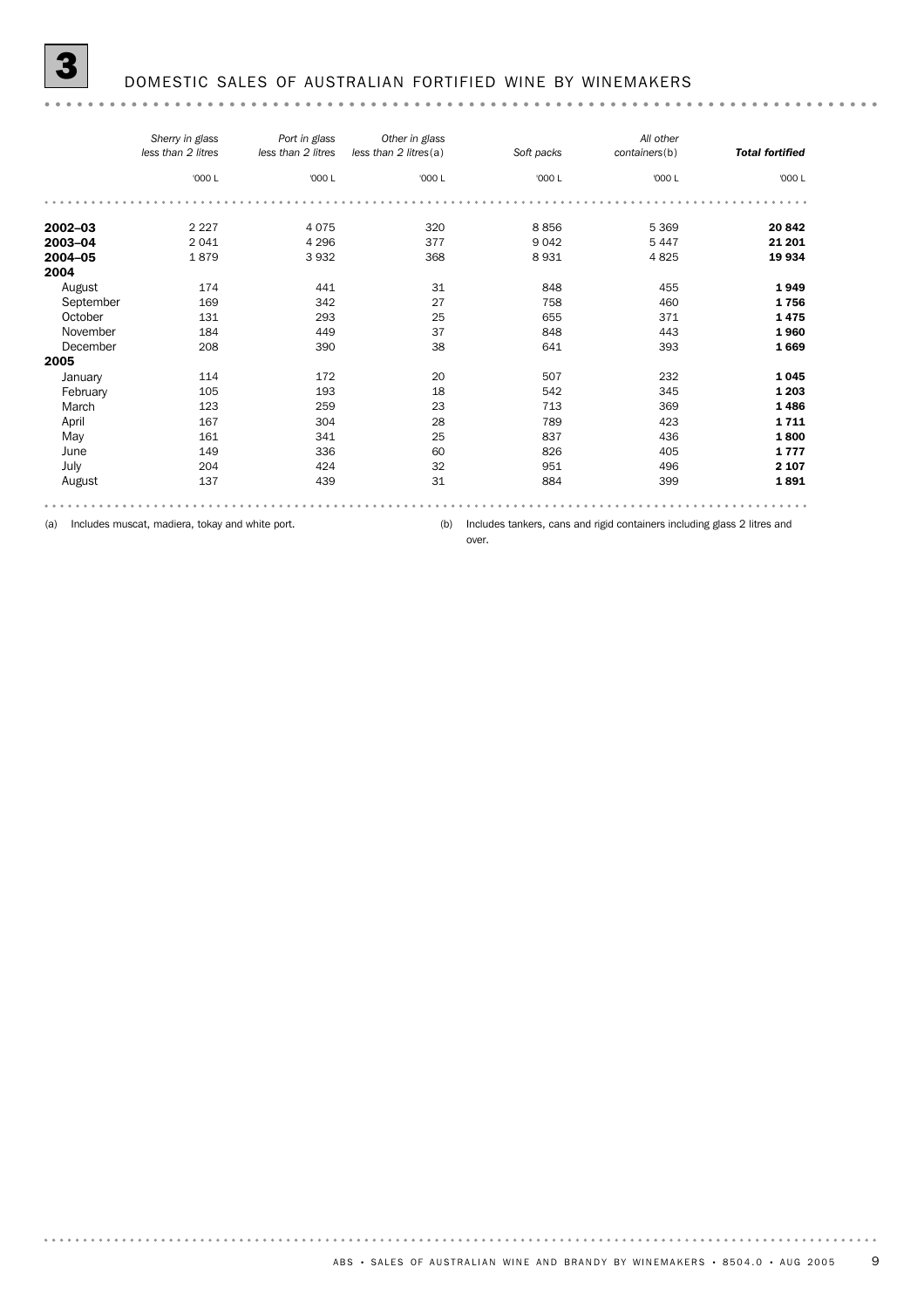# 3 DOMESTIC SALES OF AUSTRALIAN FORTIFIED WINE BY WINEMAKERS

| | *Sherry in glass less than 2 litres* | *Port in glass less than 2 litres* | *Other in glass less than 2 litres*(a) | *Soft packs* | *All other containers*(b) | ***Total fortified*** |
|---|---|---|---|---|---|---|
| | '000 L | '000 L | '000 L | '000 L | '000 L | '000 L |
| **2002–03** | 2 227 | 4 075 | 320 | 8 856 | 5 369 | **20 842** |
| **2003–04** | 2 041 | 4 296 | 377 | 9 042 | 5 447 | **21 201** |
| **2004–05** | 1 879 | 3 932 | 368 | 8 931 | 4 825 | **19 934** |
| **2004** | | | | | | |
| August | 174 | 441 | 31 | 848 | 455 | **1 949** |
| September | 169 | 342 | 27 | 758 | 460 | **1 756** |
| October | 131 | 293 | 25 | 655 | 371 | **1 475** |
| November | 184 | 449 | 37 | 848 | 443 | **1 960** |
| December | 208 | 390 | 38 | 641 | 393 | **1 669** |
| **2005** | | | | | | |
| January | 114 | 172 | 20 | 507 | 232 | **1 045** |
| February | 105 | 193 | 18 | 542 | 345 | **1 203** |
| March | 123 | 259 | 23 | 713 | 369 | **1 486** |
| April | 167 | 304 | 28 | 789 | 423 | **1 711** |
| May | 161 | 341 | 25 | 837 | 436 | **1 800** |
| June | 149 | 336 | 60 | 826 | 405 | **1 777** |
| July | 204 | 424 | 32 | 951 | 496 | **2 107** |
| August | 137 | 439 | 31 | 884 | 399 | **1 891** |

(a) Includes muscat, madiera, tokay and white port.

(b) Includes tankers, cans and rigid containers including glass 2 litres and over.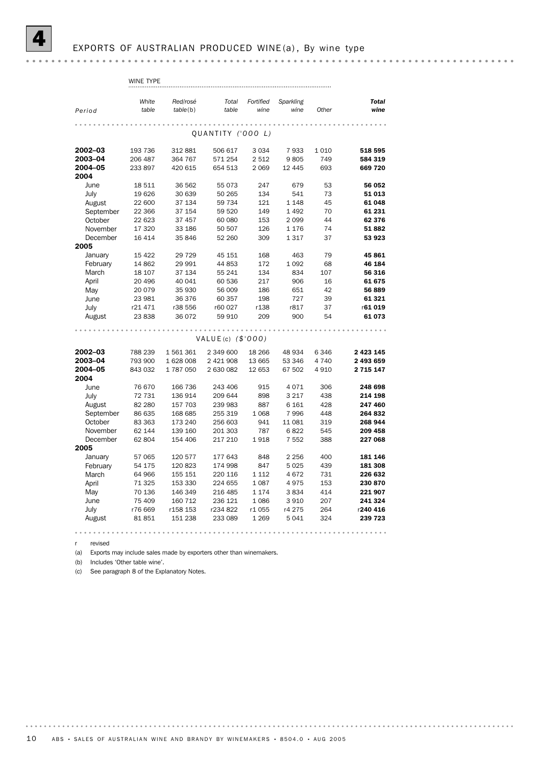# 4 EXPORTS OF AUSTRALIAN PRODUCED WINE(a), By wine type

| Period | White table | Red/rosé table(b) | Total table | Fortified wine | Sparkling wine | Other | **Total wine** |
|---|---|---|---|---|---|---|---|
| | WINE TYPE | | | | | | |
| **QUANTITY ('000 L)** | | | | | | | |
| **2002–03** | 193 736 | 312 881 | 506 617 | 3 034 | 7 933 | 1 010 | **518 595** |
| **2003–04** | 206 487 | 364 767 | 571 254 | 2 512 | 9 805 | 749 | **584 319** |
| **2004–05** | 233 897 | 420 615 | 654 513 | 2 069 | 12 445 | 693 | **669 720** |
| **2004** | | | | | | | |
| June | 18 511 | 36 562 | 55 073 | 247 | 679 | 53 | **56 052** |
| July | 19 626 | 30 639 | 50 265 | 134 | 541 | 73 | **51 013** |
| August | 22 600 | 37 134 | 59 734 | 121 | 1 148 | 45 | **61 048** |
| September | 22 366 | 37 154 | 59 520 | 149 | 1 492 | 70 | **61 231** |
| October | 22 623 | 37 457 | 60 080 | 153 | 2 099 | 44 | **62 376** |
| November | 17 320 | 33 186 | 50 507 | 126 | 1 176 | 74 | **51 882** |
| December | 16 414 | 35 846 | 52 260 | 309 | 1 317 | 37 | **53 923** |
| **2005** | | | | | | | |
| January | 15 422 | 29 729 | 45 151 | 168 | 463 | 79 | **45 861** |
| February | 14 862 | 29 991 | 44 853 | 172 | 1 092 | 68 | **46 184** |
| March | 18 107 | 37 134 | 55 241 | 134 | 834 | 107 | **56 316** |
| April | 20 496 | 40 041 | 60 536 | 217 | 906 | 16 | **61 675** |
| May | 20 079 | 35 930 | 56 009 | 186 | 651 | 42 | **56 889** |
| June | 23 981 | 36 376 | 60 357 | 198 | 727 | 39 | **61 321** |
| July | r21 471 | r38 556 | r60 027 | r138 | r817 | 37 | r**61 019** |
| August | 23 838 | 36 072 | 59 910 | 209 | 900 | 54 | **61 073** |
| **VALUE(c) ($'000)** | | | | | | | |
| **2002–03** | 788 239 | 1 561 361 | 2 349 600 | 18 266 | 48 934 | 6 346 | **2 423 145** |
| **2003–04** | 793 900 | 1 628 008 | 2 421 908 | 13 665 | 53 346 | 4 740 | **2 493 659** |
| **2004–05** | 843 032 | 1 787 050 | 2 630 082 | 12 653 | 67 502 | 4 910 | **2 715 147** |
| **2004** | | | | | | | |
| June | 76 670 | 166 736 | 243 406 | 915 | 4 071 | 306 | **248 698** |
| July | 72 731 | 136 914 | 209 644 | 898 | 3 217 | 438 | **214 198** |
| August | 82 280 | 157 703 | 239 983 | 887 | 6 161 | 428 | **247 460** |
| September | 86 635 | 168 685 | 255 319 | 1 068 | 7 996 | 448 | **264 832** |
| October | 83 363 | 173 240 | 256 603 | 941 | 11 081 | 319 | **268 944** |
| November | 62 144 | 139 160 | 201 303 | 787 | 6 822 | 545 | **209 458** |
| December | 62 804 | 154 406 | 217 210 | 1 918 | 7 552 | 388 | **227 068** |
| **2005** | | | | | | | |
| January | 57 065 | 120 577 | 177 643 | 848 | 2 256 | 400 | **181 146** |
| February | 54 175 | 120 823 | 174 998 | 847 | 5 025 | 439 | **181 308** |
| March | 64 966 | 155 151 | 220 116 | 1 112 | 4 672 | 731 | **226 632** |
| April | 71 325 | 153 330 | 224 655 | 1 087 | 4 975 | 153 | **230 870** |
| May | 70 136 | 146 349 | 216 485 | 1 174 | 3 834 | 414 | **221 907** |
| June | 75 409 | 160 712 | 236 121 | 1 086 | 3 910 | 207 | **241 324** |
| July | r76 669 | r158 153 | r234 822 | r1 055 | r4 275 | 264 | r**240 416** |
| August | 81 851 | 151 238 | 233 089 | 1 269 | 5 041 | 324 | **239 723** |

r revised

(a) Exports may include sales made by exporters other than winemakers.

(b) Includes 'Other table wine'.

(c) See paragraph 8 of the Explanatory Notes.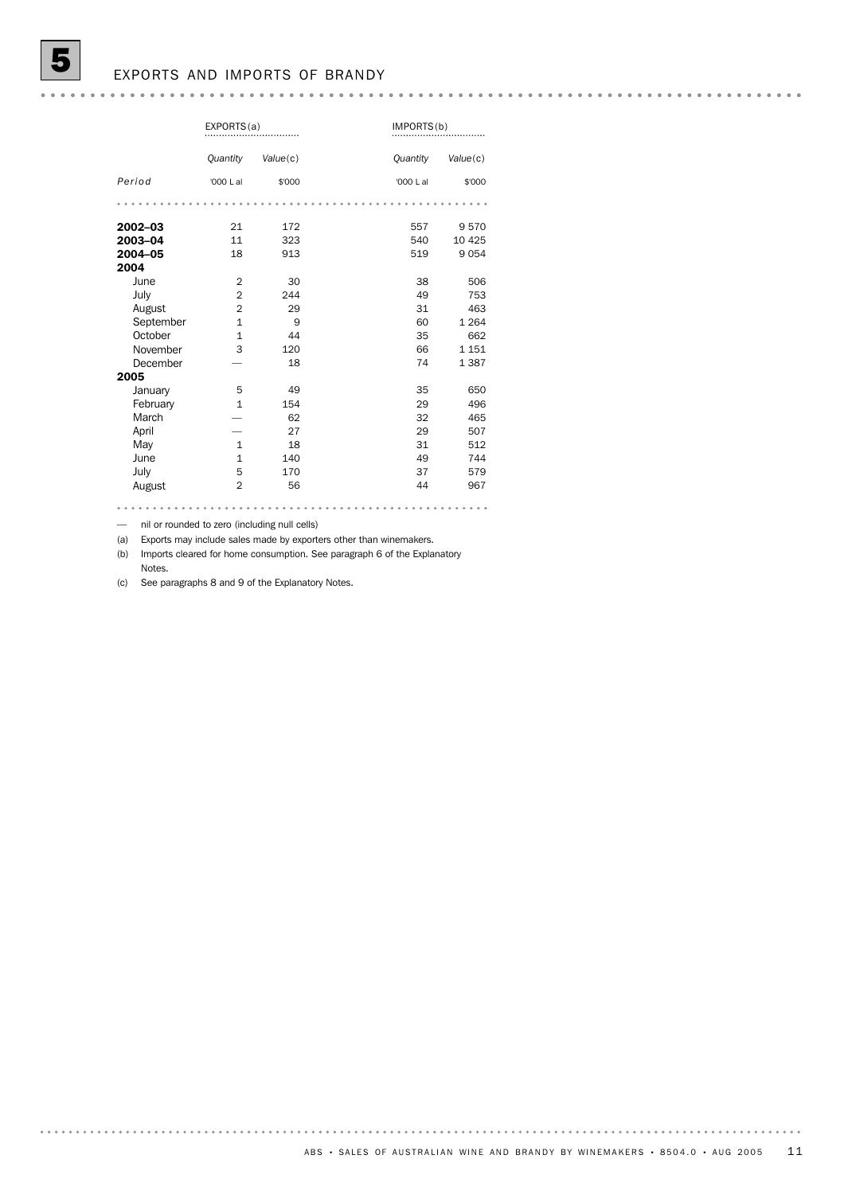# 5 EXPORTS AND IMPORTS OF BRANDY

| | EXPORTS(a) | | IMPORTS(b) | |
|---|---|---|---|---|
| | *Quantity* | *Value*(c) | *Quantity* | *Value*(c) |
| *Period* | '000 L al | $'000 | '000 L al | $'000 |
| **2002–03** | 21 | 172 | 557 | 9 570 |
| **2003–04** | 11 | 323 | 540 | 10 425 |
| **2004–05** | 18 | 913 | 519 | 9 054 |
| **2004** | | | | |
| June | 2 | 30 | 38 | 506 |
| July | 2 | 244 | 49 | 753 |
| August | 2 | 29 | 31 | 463 |
| September | 1 | 9 | 60 | 1 264 |
| October | 1 | 44 | 35 | 662 |
| November | 3 | 120 | 66 | 1 151 |
| December | — | 18 | 74 | 1 387 |
| **2005** | | | | |
| January | 5 | 49 | 35 | 650 |
| February | 1 | 154 | 29 | 496 |
| March | — | 62 | 32 | 465 |
| April | — | 27 | 29 | 507 |
| May | 1 | 18 | 31 | 512 |
| June | 1 | 140 | 49 | 744 |
| July | 5 | 170 | 37 | 579 |
| August | 2 | 56 | 44 | 967 |

— nil or rounded to zero (including null cells)

(a) Exports may include sales made by exporters other than winemakers.

(b) Imports cleared for home consumption. See paragraph 6 of the Explanatory Notes.

(c) See paragraphs 8 and 9 of the Explanatory Notes.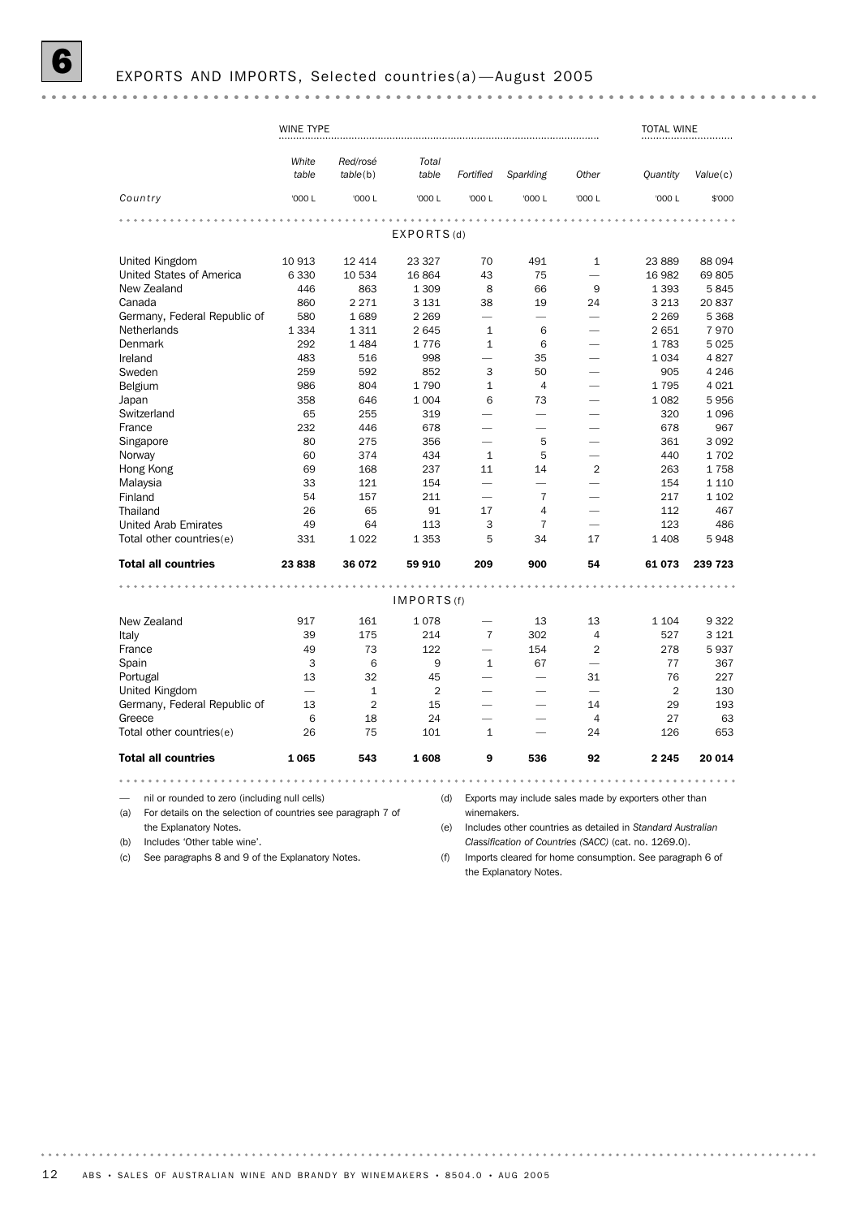# 6 EXPORTS AND IMPORTS, Selected countries(a)—August 2005

| | WINE TYPE | | | | | | TOTAL WINE | |
|---|---|---|---|---|---|---|---|---|
| | *White table* | *Red/rosé table*(b) | *Total table* | *Fortified* | *Sparkling* | *Other* | *Quantity* | *Value*(c) |
| *Country* | '000 L | '000 L | '000 L | '000 L | '000 L | '000 L | '000 L | $'000 |
| | | | EXPORTS(d) | | | | | |
| United Kingdom | 10 913 | 12 414 | 23 327 | 70 | 491 | 1 | 23 889 | 88 094 |
| United States of America | 6 330 | 10 534 | 16 864 | 43 | 75 | — | 16 982 | 69 805 |
| New Zealand | 446 | 863 | 1 309 | 8 | 66 | 9 | 1 393 | 5 845 |
| Canada | 860 | 2 271 | 3 131 | 38 | 19 | 24 | 3 213 | 20 837 |
| Germany, Federal Republic of | 580 | 1 689 | 2 269 | — | — | — | 2 269 | 5 368 |
| Netherlands | 1 334 | 1 311 | 2 645 | 1 | 6 | — | 2 651 | 7 970 |
| Denmark | 292 | 1 484 | 1 776 | 1 | 6 | — | 1 783 | 5 025 |
| Ireland | 483 | 516 | 998 | — | 35 | — | 1 034 | 4 827 |
| Sweden | 259 | 592 | 852 | 3 | 50 | — | 905 | 4 246 |
| Belgium | 986 | 804 | 1 790 | 1 | 4 | — | 1 795 | 4 021 |
| Japan | 358 | 646 | 1 004 | 6 | 73 | — | 1 082 | 5 956 |
| Switzerland | 65 | 255 | 319 | — | — | — | 320 | 1 096 |
| France | 232 | 446 | 678 | — | — | — | 678 | 967 |
| Singapore | 80 | 275 | 356 | — | 5 | — | 361 | 3 092 |
| Norway | 60 | 374 | 434 | 1 | 5 | — | 440 | 1 702 |
| Hong Kong | 69 | 168 | 237 | 11 | 14 | 2 | 263 | 1 758 |
| Malaysia | 33 | 121 | 154 | — | — | — | 154 | 1 110 |
| Finland | 54 | 157 | 211 | — | 7 | — | 217 | 1 102 |
| Thailand | 26 | 65 | 91 | 17 | 4 | — | 112 | 467 |
| United Arab Emirates | 49 | 64 | 113 | 3 | 7 | — | 123 | 486 |
| Total other countries(e) | 331 | 1 022 | 1 353 | 5 | 34 | 17 | 1 408 | 5 948 |
| **Total all countries** | **23 838** | **36 072** | **59 910** | **209** | **900** | **54** | **61 073** | **239 723** |
| | | | IMPORTS(f) | | | | | |
| New Zealand | 917 | 161 | 1 078 | — | 13 | 13 | 1 104 | 9 322 |
| Italy | 39 | 175 | 214 | 7 | 302 | 4 | 527 | 3 121 |
| France | 49 | 73 | 122 | — | 154 | 2 | 278 | 5 937 |
| Spain | 3 | 6 | 9 | 1 | 67 | — | 77 | 367 |
| Portugal | 13 | 32 | 45 | — | — | 31 | 76 | 227 |
| United Kingdom | — | 1 | 2 | — | — | — | 2 | 130 |
| Germany, Federal Republic of | 13 | 2 | 15 | — | — | 14 | 29 | 193 |
| Greece | 6 | 18 | 24 | — | — | 4 | 27 | 63 |
| Total other countries(e) | 26 | 75 | 101 | 1 | — | 24 | 126 | 653 |
| **Total all countries** | **1 065** | **543** | **1 608** | **9** | **536** | **92** | **2 245** | **20 014** |

— nil or rounded to zero (including null cells)

(a) For details on the selection of countries see paragraph 7 of the Explanatory Notes.

(b) Includes 'Other table wine'.

(c) See paragraphs 8 and 9 of the Explanatory Notes.

(d) Exports may include sales made by exporters other than winemakers.

(e) Includes other countries as detailed in *Standard Australian Classification of Countries (SACC)* (cat. no. 1269.0).

(f) Imports cleared for home consumption. See paragraph 6 of the Explanatory Notes.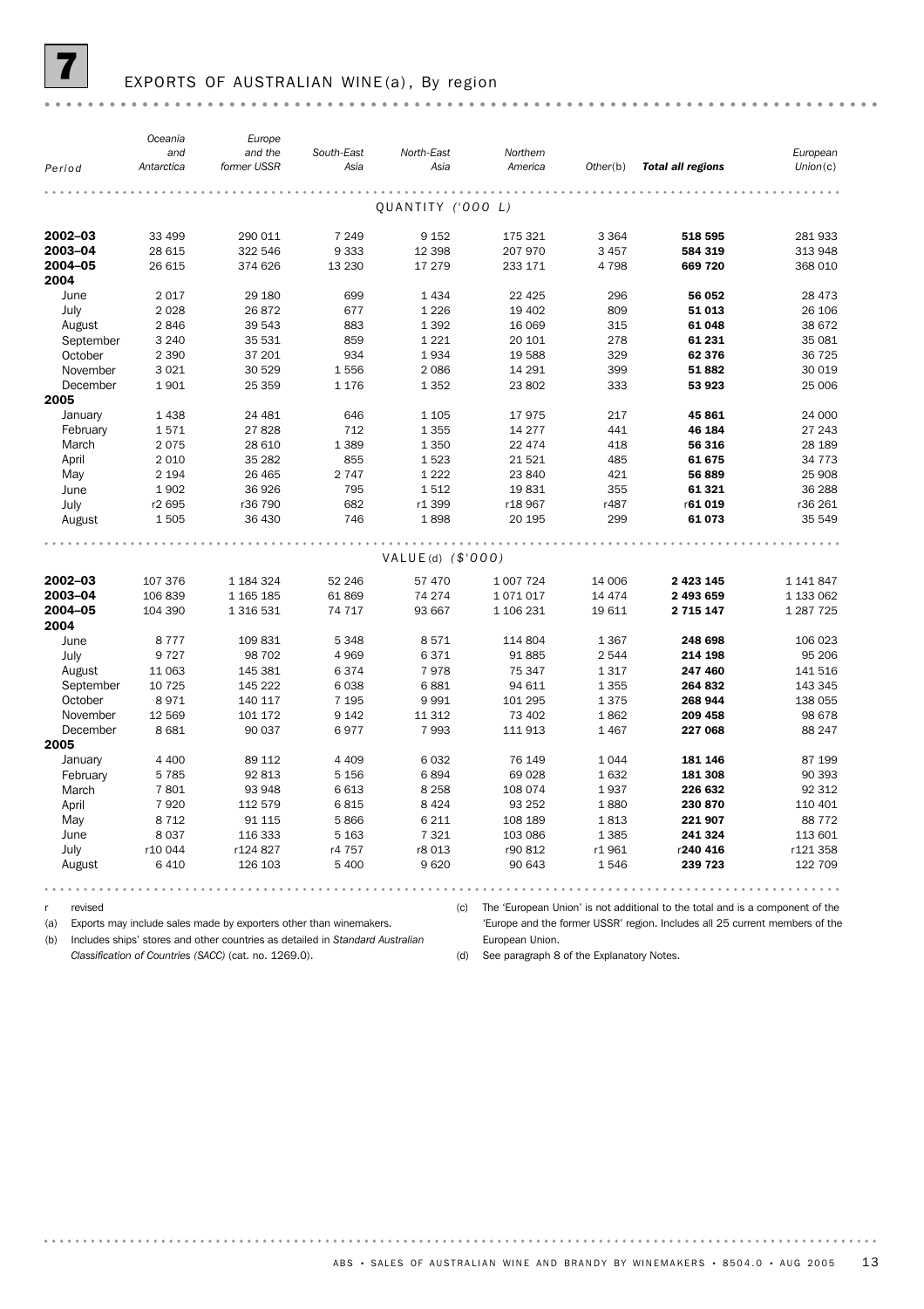# 7 EXPORTS OF AUSTRALIAN WINE(a), By region

| Period | Oceania and Antarctica | Europe and the former USSR | South-East Asia | North-East Asia | Northern America | Other(b) | **Total all regions** | European Union(c) |
|---|---|---|---|---|---|---|---|---|
| | | | | QUANTITY ('000 L) | | | | |
| **2002–03** | 33 499 | 290 011 | 7 249 | 9 152 | 175 321 | 3 364 | **518 595** | 281 933 |
| **2003–04** | 28 615 | 322 546 | 9 333 | 12 398 | 207 970 | 3 457 | **584 319** | 313 948 |
| **2004–05** | 26 615 | 374 626 | 13 230 | 17 279 | 233 171 | 4 798 | **669 720** | 368 010 |
| **2004** | | | | | | | | |
| June | 2 017 | 29 180 | 699 | 1 434 | 22 425 | 296 | **56 052** | 28 473 |
| July | 2 028 | 26 872 | 677 | 1 226 | 19 402 | 809 | **51 013** | 26 106 |
| August | 2 846 | 39 543 | 883 | 1 392 | 16 069 | 315 | **61 048** | 38 672 |
| September | 3 240 | 35 531 | 859 | 1 221 | 20 101 | 278 | **61 231** | 35 081 |
| October | 2 390 | 37 201 | 934 | 1 934 | 19 588 | 329 | **62 376** | 36 725 |
| November | 3 021 | 30 529 | 1 556 | 2 086 | 14 291 | 399 | **51 882** | 30 019 |
| December | 1 901 | 25 359 | 1 176 | 1 352 | 23 802 | 333 | **53 923** | 25 006 |
| **2005** | | | | | | | | |
| January | 1 438 | 24 481 | 646 | 1 105 | 17 975 | 217 | **45 861** | 24 000 |
| February | 1 571 | 27 828 | 712 | 1 355 | 14 277 | 441 | **46 184** | 27 243 |
| March | 2 075 | 28 610 | 1 389 | 1 350 | 22 474 | 418 | **56 316** | 28 189 |
| April | 2 010 | 35 282 | 855 | 1 523 | 21 521 | 485 | **61 675** | 34 773 |
| May | 2 194 | 26 465 | 2 747 | 1 222 | 23 840 | 421 | **56 889** | 25 908 |
| June | 1 902 | 36 926 | 795 | 1 512 | 19 831 | 355 | **61 321** | 36 288 |
| July | r2 695 | r36 790 | 682 | r1 399 | r18 967 | r487 | r**61 019** | r36 261 |
| August | 1 505 | 36 430 | 746 | 1 898 | 20 195 | 299 | **61 073** | 35 549 |
| | | | | VALUE(d) ($'000) | | | | |
| **2002–03** | 107 376 | 1 184 324 | 52 246 | 57 470 | 1 007 724 | 14 006 | **2 423 145** | 1 141 847 |
| **2003–04** | 106 839 | 1 165 185 | 61 869 | 74 274 | 1 071 017 | 14 474 | **2 493 659** | 1 133 062 |
| **2004–05** | 104 390 | 1 316 531 | 74 717 | 93 667 | 1 106 231 | 19 611 | **2 715 147** | 1 287 725 |
| **2004** | | | | | | | | |
| June | 8 777 | 109 831 | 5 348 | 8 571 | 114 804 | 1 367 | **248 698** | 106 023 |
| July | 9 727 | 98 702 | 4 969 | 6 371 | 91 885 | 2 544 | **214 198** | 95 206 |
| August | 11 063 | 145 381 | 6 374 | 7 978 | 75 347 | 1 317 | **247 460** | 141 516 |
| September | 10 725 | 145 222 | 6 038 | 6 881 | 94 611 | 1 355 | **264 832** | 143 345 |
| October | 8 971 | 140 117 | 7 195 | 9 991 | 101 295 | 1 375 | **268 944** | 138 055 |
| November | 12 569 | 101 172 | 9 142 | 11 312 | 73 402 | 1 862 | **209 458** | 98 678 |
| December | 8 681 | 90 037 | 6 977 | 7 993 | 111 913 | 1 467 | **227 068** | 88 247 |
| **2005** | | | | | | | | |
| January | 4 400 | 89 112 | 4 409 | 6 032 | 76 149 | 1 044 | **181 146** | 87 199 |
| February | 5 785 | 92 813 | 5 156 | 6 894 | 69 028 | 1 632 | **181 308** | 90 393 |
| March | 7 801 | 93 948 | 6 613 | 8 258 | 108 074 | 1 937 | **226 632** | 92 312 |
| April | 7 920 | 112 579 | 6 815 | 8 424 | 93 252 | 1 880 | **230 870** | 110 401 |
| May | 8 712 | 91 115 | 5 866 | 6 211 | 108 189 | 1 813 | **221 907** | 88 772 |
| June | 8 037 | 116 333 | 5 163 | 7 321 | 103 086 | 1 385 | **241 324** | 113 601 |
| July | r10 044 | r124 827 | r4 757 | r8 013 | r90 812 | r1 961 | r**240 416** | r121 358 |
| August | 6 410 | 126 103 | 5 400 | 9 620 | 90 643 | 1 546 | **239 723** | 122 709 |

r revised

(a) Exports may include sales made by exporters other than winemakers.

(b) Includes ships' stores and other countries as detailed in *Standard Australian Classification of Countries (SACC)* (cat. no. 1269.0).

(c) The 'European Union' is not additional to the total and is a component of the 'Europe and the former USSR' region. Includes all 25 current members of the European Union.

(d) See paragraph 8 of the Explanatory Notes.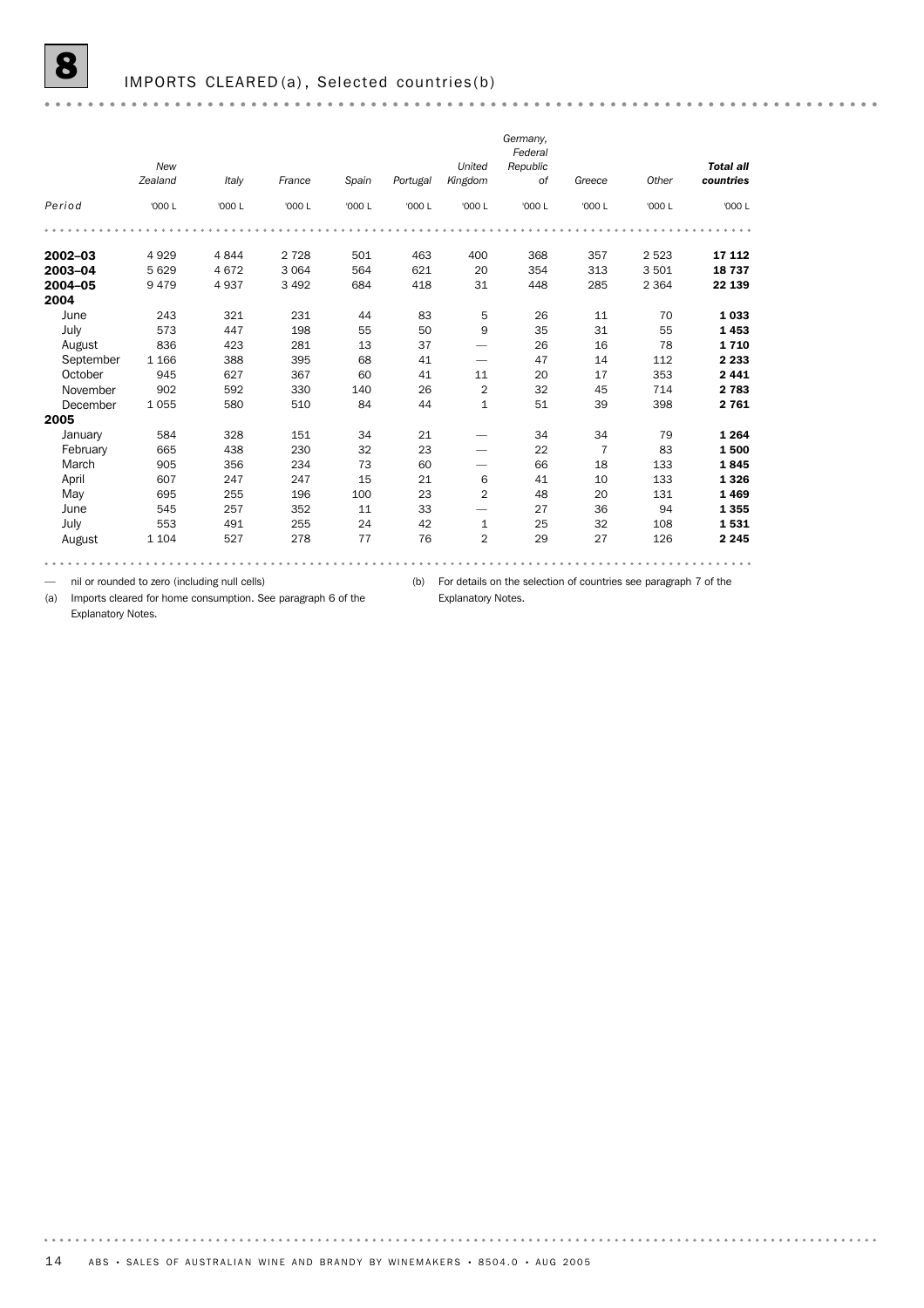# 8 IMPORTS CLEARED(a), Selected countries(b)

| Period | New Zealand | Italy | France | Spain | Portugal | United Kingdom | Germany, Federal Republic of | Greece | Other | **Total all countries** |
|---|---|---|---|---|---|---|---|---|---|---|
| | '000 L | '000 L | '000 L | '000 L | '000 L | '000 L | '000 L | '000 L | '000 L | '000 L |
| **2002–03** | 4 929 | 4 844 | 2 728 | 501 | 463 | 400 | 368 | 357 | 2 523 | **17 112** |
| **2003–04** | 5 629 | 4 672 | 3 064 | 564 | 621 | 20 | 354 | 313 | 3 501 | **18 737** |
| **2004–05** | 9 479 | 4 937 | 3 492 | 684 | 418 | 31 | 448 | 285 | 2 364 | **22 139** |
| **2004** | | | | | | | | | | |
| June | 243 | 321 | 231 | 44 | 83 | 5 | 26 | 11 | 70 | **1 033** |
| July | 573 | 447 | 198 | 55 | 50 | 9 | 35 | 31 | 55 | **1 453** |
| August | 836 | 423 | 281 | 13 | 37 | — | 26 | 16 | 78 | **1 710** |
| September | 1 166 | 388 | 395 | 68 | 41 | — | 47 | 14 | 112 | **2 233** |
| October | 945 | 627 | 367 | 60 | 41 | 11 | 20 | 17 | 353 | **2 441** |
| November | 902 | 592 | 330 | 140 | 26 | 2 | 32 | 45 | 714 | **2 783** |
| December | 1 055 | 580 | 510 | 84 | 44 | 1 | 51 | 39 | 398 | **2 761** |
| **2005** | | | | | | | | | | |
| January | 584 | 328 | 151 | 34 | 21 | — | 34 | 34 | 79 | **1 264** |
| February | 665 | 438 | 230 | 32 | 23 | — | 22 | 7 | 83 | **1 500** |
| March | 905 | 356 | 234 | 73 | 60 | — | 66 | 18 | 133 | **1 845** |
| April | 607 | 247 | 247 | 15 | 21 | 6 | 41 | 10 | 133 | **1 326** |
| May | 695 | 255 | 196 | 100 | 23 | 2 | 48 | 20 | 131 | **1 469** |
| June | 545 | 257 | 352 | 11 | 33 | — | 27 | 36 | 94 | **1 355** |
| July | 553 | 491 | 255 | 24 | 42 | 1 | 25 | 32 | 108 | **1 531** |
| August | 1 104 | 527 | 278 | 77 | 76 | 2 | 29 | 27 | 126 | **2 245** |

— nil or rounded to zero (including null cells)

(a) Imports cleared for home consumption. See paragraph 6 of the Explanatory Notes.

(b) For details on the selection of countries see paragraph 7 of the Explanatory Notes.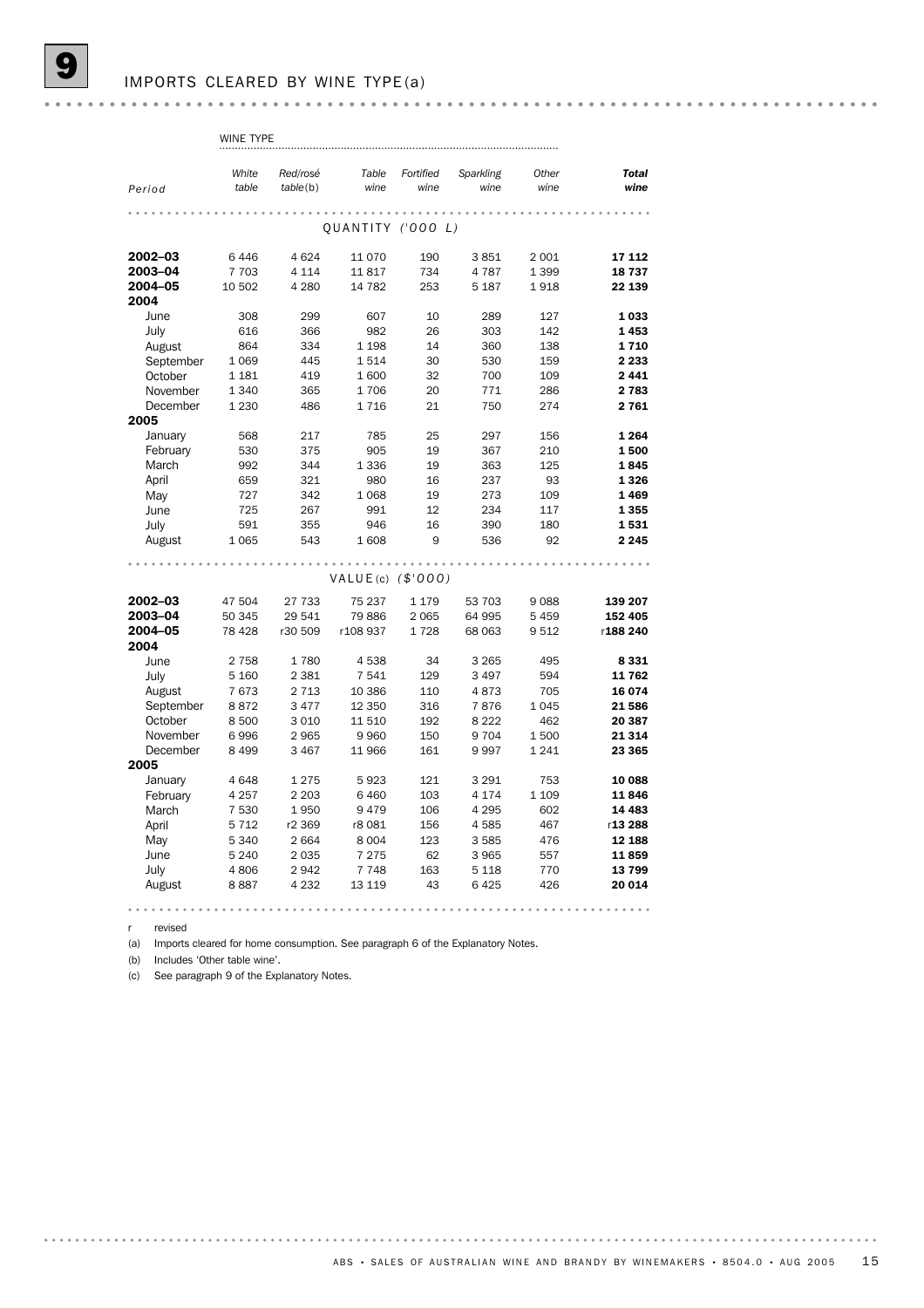# 9 IMPORTS CLEARED BY WINE TYPE(a)

| Period | White table | Red/rosé table(b) | Table wine | Fortified wine | Sparkling wine | Other wine | **Total wine** |
|---|---|---|---|---|---|---|---|
| | WINE TYPE | | | | | | |
| | | | QUANTITY ('000 L) | | | | |
| **2002–03** | 6 446 | 4 624 | 11 070 | 190 | 3 851 | 2 001 | **17 112** |
| **2003–04** | 7 703 | 4 114 | 11 817 | 734 | 4 787 | 1 399 | **18 737** |
| **2004–05** | 10 502 | 4 280 | 14 782 | 253 | 5 187 | 1 918 | **22 139** |
| **2004** | | | | | | | |
| June | 308 | 299 | 607 | 10 | 289 | 127 | **1 033** |
| July | 616 | 366 | 982 | 26 | 303 | 142 | **1 453** |
| August | 864 | 334 | 1 198 | 14 | 360 | 138 | **1 710** |
| September | 1 069 | 445 | 1 514 | 30 | 530 | 159 | **2 233** |
| October | 1 181 | 419 | 1 600 | 32 | 700 | 109 | **2 441** |
| November | 1 340 | 365 | 1 706 | 20 | 771 | 286 | **2 783** |
| December | 1 230 | 486 | 1 716 | 21 | 750 | 274 | **2 761** |
| **2005** | | | | | | | |
| January | 568 | 217 | 785 | 25 | 297 | 156 | **1 264** |
| February | 530 | 375 | 905 | 19 | 367 | 210 | **1 500** |
| March | 992 | 344 | 1 336 | 19 | 363 | 125 | **1 845** |
| April | 659 | 321 | 980 | 16 | 237 | 93 | **1 326** |
| May | 727 | 342 | 1 068 | 19 | 273 | 109 | **1 469** |
| June | 725 | 267 | 991 | 12 | 234 | 117 | **1 355** |
| July | 591 | 355 | 946 | 16 | 390 | 180 | **1 531** |
| August | 1 065 | 543 | 1 608 | 9 | 536 | 92 | **2 245** |
| | | | VALUE(c) ($'000) | | | | |
| **2002–03** | 47 504 | 27 733 | 75 237 | 1 179 | 53 703 | 9 088 | **139 207** |
| **2003–04** | 50 345 | 29 541 | 79 886 | 2 065 | 64 995 | 5 459 | **152 405** |
| **2004–05** | 78 428 | r30 509 | r108 937 | 1 728 | 68 063 | 9 512 | r**188 240** |
| **2004** | | | | | | | |
| June | 2 758 | 1 780 | 4 538 | 34 | 3 265 | 495 | **8 331** |
| July | 5 160 | 2 381 | 7 541 | 129 | 3 497 | 594 | **11 762** |
| August | 7 673 | 2 713 | 10 386 | 110 | 4 873 | 705 | **16 074** |
| September | 8 872 | 3 477 | 12 350 | 316 | 7 876 | 1 045 | **21 586** |
| October | 8 500 | 3 010 | 11 510 | 192 | 8 222 | 462 | **20 387** |
| November | 6 996 | 2 965 | 9 960 | 150 | 9 704 | 1 500 | **21 314** |
| December | 8 499 | 3 467 | 11 966 | 161 | 9 997 | 1 241 | **23 365** |
| **2005** | | | | | | | |
| January | 4 648 | 1 275 | 5 923 | 121 | 3 291 | 753 | **10 088** |
| February | 4 257 | 2 203 | 6 460 | 103 | 4 174 | 1 109 | **11 846** |
| March | 7 530 | 1 950 | 9 479 | 106 | 4 295 | 602 | **14 483** |
| April | 5 712 | r2 369 | r8 081 | 156 | 4 585 | 467 | r**13 288** |
| May | 5 340 | 2 664 | 8 004 | 123 | 3 585 | 476 | **12 188** |
| June | 5 240 | 2 035 | 7 275 | 62 | 3 965 | 557 | **11 859** |
| July | 4 806 | 2 942 | 7 748 | 163 | 5 118 | 770 | **13 799** |
| August | 8 887 | 4 232 | 13 119 | 43 | 6 425 | 426 | **20 014** |

r revised

(a) Imports cleared for home consumption. See paragraph 6 of the Explanatory Notes.

(b) Includes 'Other table wine'.

(c) See paragraph 9 of the Explanatory Notes.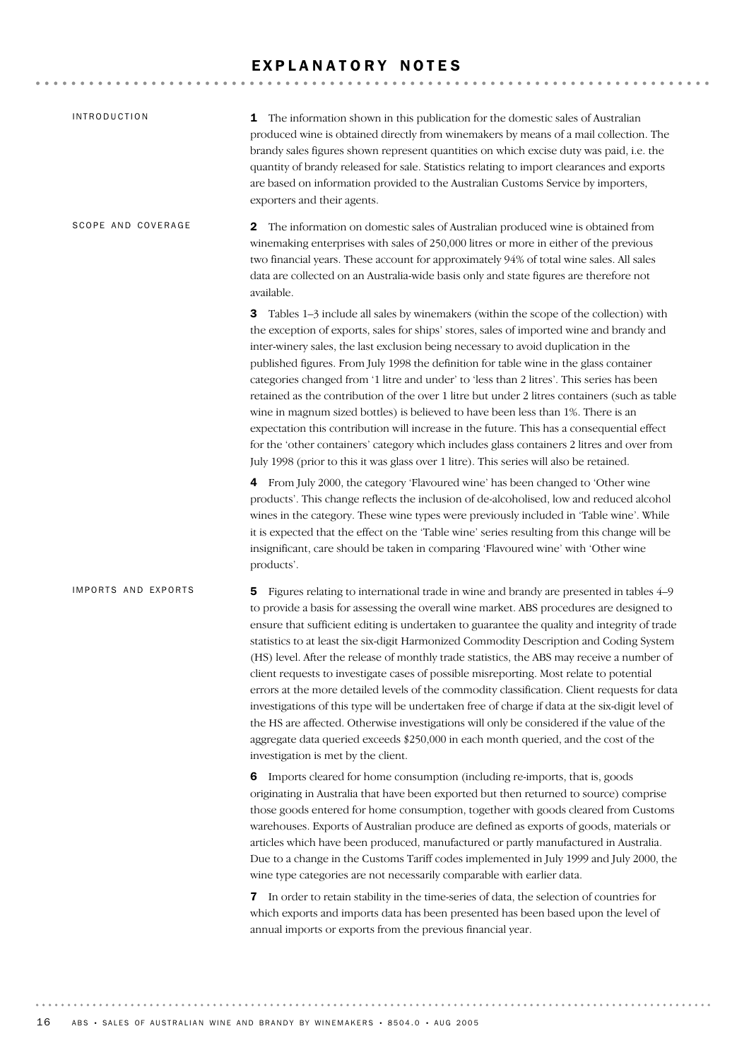# EXPLANATORY NOTES

## INTRODUCTION

**1** The information shown in this publication for the domestic sales of Australian produced wine is obtained directly from winemakers by means of a mail collection. The brandy sales figures shown represent quantities on which excise duty was paid, i.e. the quantity of brandy released for sale. Statistics relating to import clearances and exports are based on information provided to the Australian Customs Service by importers, exporters and their agents.

## SCOPE AND COVERAGE

**2** The information on domestic sales of Australian produced wine is obtained from winemaking enterprises with sales of 250,000 litres or more in either of the previous two financial years. These account for approximately 94% of total wine sales. All sales data are collected on an Australia-wide basis only and state figures are therefore not available.

**3** Tables 1–3 include all sales by winemakers (within the scope of the collection) with the exception of exports, sales for ships' stores, sales of imported wine and brandy and inter-winery sales, the last exclusion being necessary to avoid duplication in the published figures. From July 1998 the definition for table wine in the glass container categories changed from '1 litre and under' to 'less than 2 litres'. This series has been retained as the contribution of the over 1 litre but under 2 litres containers (such as table wine in magnum sized bottles) is believed to have been less than 1%. There is an expectation this contribution will increase in the future. This has a consequential effect for the 'other containers' category which includes glass containers 2 litres and over from July 1998 (prior to this it was glass over 1 litre). This series will also be retained.

**4** From July 2000, the category 'Flavoured wine' has been changed to 'Other wine products'. This change reflects the inclusion of de-alcoholised, low and reduced alcohol wines in the category. These wine types were previously included in 'Table wine'. While it is expected that the effect on the 'Table wine' series resulting from this change will be insignificant, care should be taken in comparing 'Flavoured wine' with 'Other wine products'.

## IMPORTS AND EXPORTS

**5** Figures relating to international trade in wine and brandy are presented in tables 4–9 to provide a basis for assessing the overall wine market. ABS procedures are designed to ensure that sufficient editing is undertaken to guarantee the quality and integrity of trade statistics to at least the six-digit Harmonized Commodity Description and Coding System (HS) level. After the release of monthly trade statistics, the ABS may receive a number of client requests to investigate cases of possible misreporting. Most relate to potential errors at the more detailed levels of the commodity classification. Client requests for data investigations of this type will be undertaken free of charge if data at the six-digit level of the HS are affected. Otherwise investigations will only be considered if the value of the aggregate data queried exceeds $250,000 in each month queried, and the cost of the investigation is met by the client.

**6** Imports cleared for home consumption (including re-imports, that is, goods originating in Australia that have been exported but then returned to source) comprise those goods entered for home consumption, together with goods cleared from Customs warehouses. Exports of Australian produce are defined as exports of goods, materials or articles which have been produced, manufactured or partly manufactured in Australia. Due to a change in the Customs Tariff codes implemented in July 1999 and July 2000, the wine type categories are not necessarily comparable with earlier data.

**7** In order to retain stability in the time-series of data, the selection of countries for which exports and imports data has been presented has been based upon the level of annual imports or exports from the previous financial year.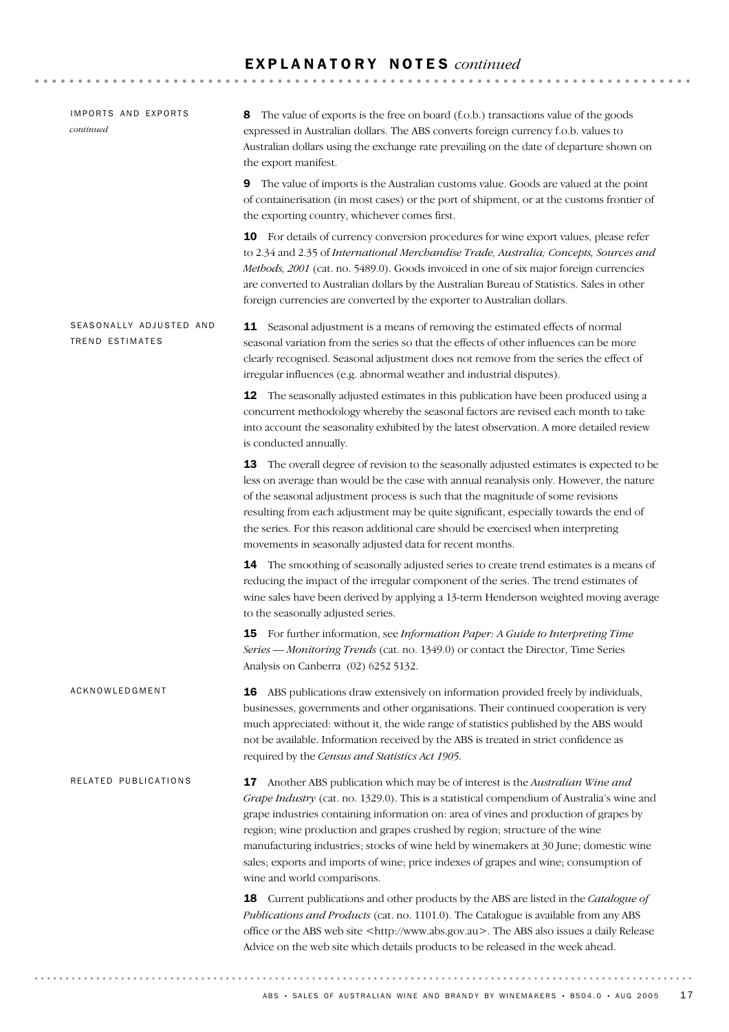## EXPLANATORY NOTES *continued*

### IMPORTS AND EXPORTS *continued*

**8** The value of exports is the free on board (f.o.b.) transactions value of the goods expressed in Australian dollars. The ABS converts foreign currency f.o.b. values to Australian dollars using the exchange rate prevailing on the date of departure shown on the export manifest.

**9** The value of imports is the Australian customs value. Goods are valued at the point of containerisation (in most cases) or the port of shipment, or at the customs frontier of the exporting country, whichever comes first.

**10** For details of currency conversion procedures for wine export values, please refer to 2.34 and 2.35 of *International Merchandise Trade, Australia; Concepts, Sources and Methods, 2001* (cat. no. 5489.0). Goods invoiced in one of six major foreign currencies are converted to Australian dollars by the Australian Bureau of Statistics. Sales in other foreign currencies are converted by the exporter to Australian dollars.

### SEASONALLY ADJUSTED AND TREND ESTIMATES

**11** Seasonal adjustment is a means of removing the estimated effects of normal seasonal variation from the series so that the effects of other influences can be more clearly recognised. Seasonal adjustment does not remove from the series the effect of irregular influences (e.g. abnormal weather and industrial disputes).

**12** The seasonally adjusted estimates in this publication have been produced using a concurrent methodology whereby the seasonal factors are revised each month to take into account the seasonality exhibited by the latest observation. A more detailed review is conducted annually.

**13** The overall degree of revision to the seasonally adjusted estimates is expected to be less on average than would be the case with annual reanalysis only. However, the nature of the seasonal adjustment process is such that the magnitude of some revisions resulting from each adjustment may be quite significant, especially towards the end of the series. For this reason additional care should be exercised when interpreting movements in seasonally adjusted data for recent months.

**14** The smoothing of seasonally adjusted series to create trend estimates is a means of reducing the impact of the irregular component of the series. The trend estimates of wine sales have been derived by applying a 13-term Henderson weighted moving average to the seasonally adjusted series.

**15** For further information, see *Information Paper: A Guide to Interpreting Time Series — Monitoring Trends* (cat. no. 1349.0) or contact the Director, Time Series Analysis on Canberra (02) 6252 5132.

### ACKNOWLEDGMENT

**16** ABS publications draw extensively on information provided freely by individuals, businesses, governments and other organisations. Their continued cooperation is very much appreciated: without it, the wide range of statistics published by the ABS would not be available. Information received by the ABS is treated in strict confidence as required by the *Census and Statistics Act 1905*.

### RELATED PUBLICATIONS

**17** Another ABS publication which may be of interest is the *Australian Wine and Grape Industry* (cat. no. 1329.0). This is a statistical compendium of Australia's wine and grape industries containing information on: area of vines and production of grapes by region; wine production and grapes crushed by region; structure of the wine manufacturing industries; stocks of wine held by winemakers at 30 June; domestic wine sales; exports and imports of wine; price indexes of grapes and wine; consumption of wine and world comparisons.

**18** Current publications and other products by the ABS are listed in the *Catalogue of Publications and Products* (cat. no. 1101.0). The Catalogue is available from any ABS office or the ABS web site <http://www.abs.gov.au>. The ABS also issues a daily Release Advice on the web site which details products to be released in the week ahead.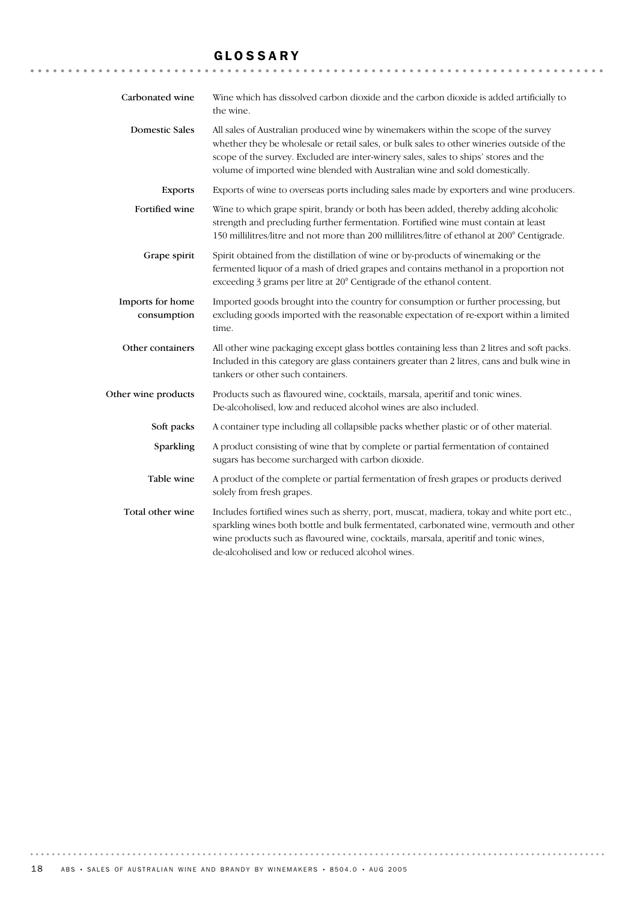# GLOSSARY

**Carbonated wine**
Wine which has dissolved carbon dioxide and the carbon dioxide is added artificially to the wine.

**Domestic Sales**
All sales of Australian produced wine by winemakers within the scope of the survey whether they be wholesale or retail sales, or bulk sales to other wineries outside of the scope of the survey. Excluded are inter-winery sales, sales to ships' stores and the volume of imported wine blended with Australian wine and sold domestically.

**Exports**
Exports of wine to overseas ports including sales made by exporters and wine producers.

**Fortified wine**
Wine to which grape spirit, brandy or both has been added, thereby adding alcoholic strength and precluding further fermentation. Fortified wine must contain at least 150 millilitres/litre and not more than 200 millilitres/litre of ethanol at 200° Centigrade.

**Grape spirit**
Spirit obtained from the distillation of wine or by-products of winemaking or the fermented liquor of a mash of dried grapes and contains methanol in a proportion not exceeding 3 grams per litre at 20° Centigrade of the ethanol content.

**Imports for home consumption**
Imported goods brought into the country for consumption or further processing, but excluding goods imported with the reasonable expectation of re-export within a limited time.

**Other containers**
All other wine packaging except glass bottles containing less than 2 litres and soft packs. Included in this category are glass containers greater than 2 litres, cans and bulk wine in tankers or other such containers.

**Other wine products**
Products such as flavoured wine, cocktails, marsala, aperitif and tonic wines. De-alcoholised, low and reduced alcohol wines are also included.

**Soft packs**
A container type including all collapsible packs whether plastic or of other material.

**Sparkling**
A product consisting of wine that by complete or partial fermentation of contained sugars has become surcharged with carbon dioxide.

**Table wine**
A product of the complete or partial fermentation of fresh grapes or products derived solely from fresh grapes.

**Total other wine**
Includes fortified wines such as sherry, port, muscat, madiera, tokay and white port etc., sparkling wines both bottle and bulk fermentated, carbonated wine, vermouth and other wine products such as flavoured wine, cocktails, marsala, aperitif and tonic wines, de-alcoholised and low or reduced alcohol wines.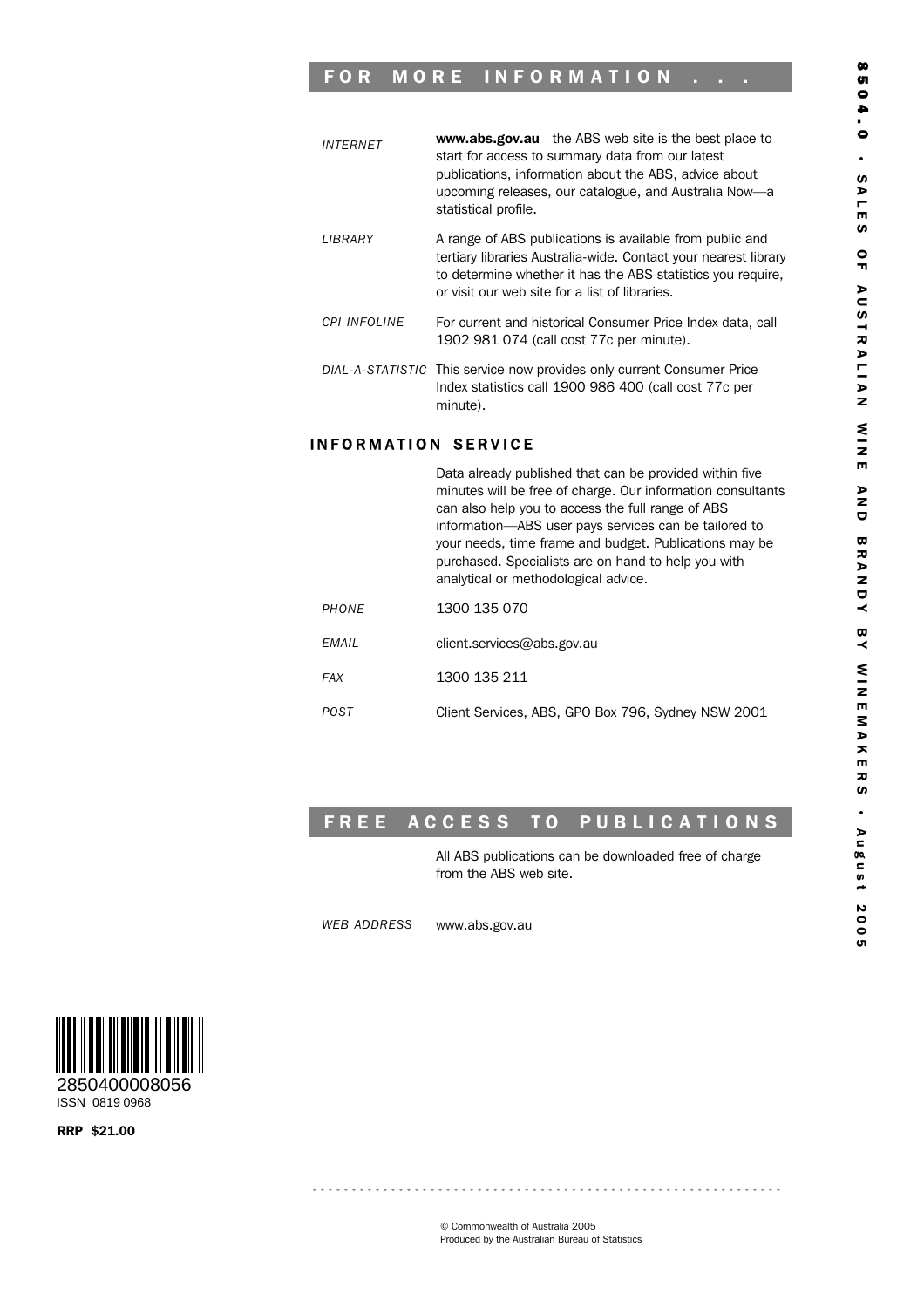## FOR MORE INFORMATION . . .

*INTERNET* **www.abs.gov.au** the ABS web site is the best place to start for access to summary data from our latest publications, information about the ABS, advice about upcoming releases, our catalogue, and Australia Now—a statistical profile.

*LIBRARY* A range of ABS publications is available from public and tertiary libraries Australia-wide. Contact your nearest library to determine whether it has the ABS statistics you require, or visit our web site for a list of libraries.

*CPI INFOLINE* For current and historical Consumer Price Index data, call 1902 981 074 (call cost 77c per minute).

*DIAL-A-STATISTIC* This service now provides only current Consumer Price Index statistics call 1900 986 400 (call cost 77c per minute).

### INFORMATION SERVICE

Data already published that can be provided within five minutes will be free of charge. Our information consultants can also help you to access the full range of ABS information—ABS user pays services can be tailored to your needs, time frame and budget. Publications may be purchased. Specialists are on hand to help you with analytical or methodological advice.

*PHONE* 1300 135 070

*EMAIL* client.services@abs.gov.au

*FAX* 1300 135 211

*POST* Client Services, ABS, GPO Box 796, Sydney NSW 2001

## FREE ACCESS TO PUBLICATIONS

All ABS publications can be downloaded free of charge from the ABS web site.

*WEB ADDRESS* www.abs.gov.au

2850400008056
ISSN 0819 0968

**RRP $21.00**

© Commonwealth of Australia 2005
Produced by the Australian Bureau of Statistics